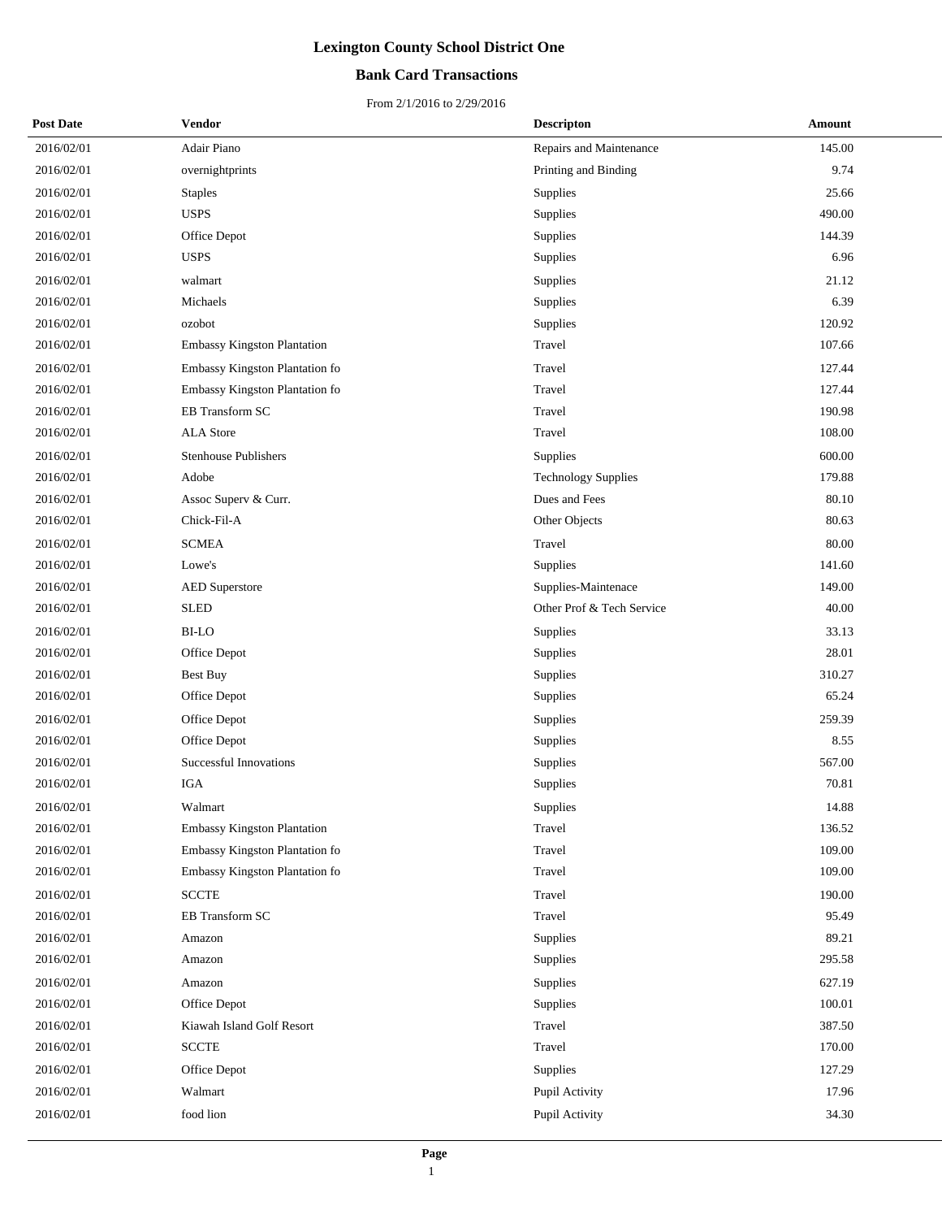# Lexington County School District One

## Bank Card Transactions

From 2/1/2016 to 2/29/2016

| Post Date | Vendor | Descripton | Amount |
|---|---|---|---|
| 2016/02/01 | Adair Piano | Repairs and Maintenance | 145.00 |
| 2016/02/01 | overnightprints | Printing and Binding | 9.74 |
| 2016/02/01 | Staples | Supplies | 25.66 |
| 2016/02/01 | USPS | Supplies | 490.00 |
| 2016/02/01 | Office Depot | Supplies | 144.39 |
| 2016/02/01 | USPS | Supplies | 6.96 |
| 2016/02/01 | walmart | Supplies | 21.12 |
| 2016/02/01 | Michaels | Supplies | 6.39 |
| 2016/02/01 | ozobot | Supplies | 120.92 |
| 2016/02/01 | Embassy Kingston Plantation | Travel | 107.66 |
| 2016/02/01 | Embassy Kingston Plantation fo | Travel | 127.44 |
| 2016/02/01 | Embassy Kingston Plantation fo | Travel | 127.44 |
| 2016/02/01 | EB Transform SC | Travel | 190.98 |
| 2016/02/01 | ALA Store | Travel | 108.00 |
| 2016/02/01 | Stenhouse Publishers | Supplies | 600.00 |
| 2016/02/01 | Adobe | Technology Supplies | 179.88 |
| 2016/02/01 | Assoc Superv & Curr. | Dues and Fees | 80.10 |
| 2016/02/01 | Chick-Fil-A | Other Objects | 80.63 |
| 2016/02/01 | SCMEA | Travel | 80.00 |
| 2016/02/01 | Lowe's | Supplies | 141.60 |
| 2016/02/01 | AED Superstore | Supplies-Maintenace | 149.00 |
| 2016/02/01 | SLED | Other Prof & Tech Service | 40.00 |
| 2016/02/01 | BI-LO | Supplies | 33.13 |
| 2016/02/01 | Office Depot | Supplies | 28.01 |
| 2016/02/01 | Best Buy | Supplies | 310.27 |
| 2016/02/01 | Office Depot | Supplies | 65.24 |
| 2016/02/01 | Office Depot | Supplies | 259.39 |
| 2016/02/01 | Office Depot | Supplies | 8.55 |
| 2016/02/01 | Successful Innovations | Supplies | 567.00 |
| 2016/02/01 | IGA | Supplies | 70.81 |
| 2016/02/01 | Walmart | Supplies | 14.88 |
| 2016/02/01 | Embassy Kingston Plantation | Travel | 136.52 |
| 2016/02/01 | Embassy Kingston Plantation fo | Travel | 109.00 |
| 2016/02/01 | Embassy Kingston Plantation fo | Travel | 109.00 |
| 2016/02/01 | SCCTE | Travel | 190.00 |
| 2016/02/01 | EB Transform SC | Travel | 95.49 |
| 2016/02/01 | Amazon | Supplies | 89.21 |
| 2016/02/01 | Amazon | Supplies | 295.58 |
| 2016/02/01 | Amazon | Supplies | 627.19 |
| 2016/02/01 | Office Depot | Supplies | 100.01 |
| 2016/02/01 | Kiawah Island Golf Resort | Travel | 387.50 |
| 2016/02/01 | SCCTE | Travel | 170.00 |
| 2016/02/01 | Office Depot | Supplies | 127.29 |
| 2016/02/01 | Walmart | Pupil Activity | 17.96 |
| 2016/02/01 | food lion | Pupil Activity | 34.30 |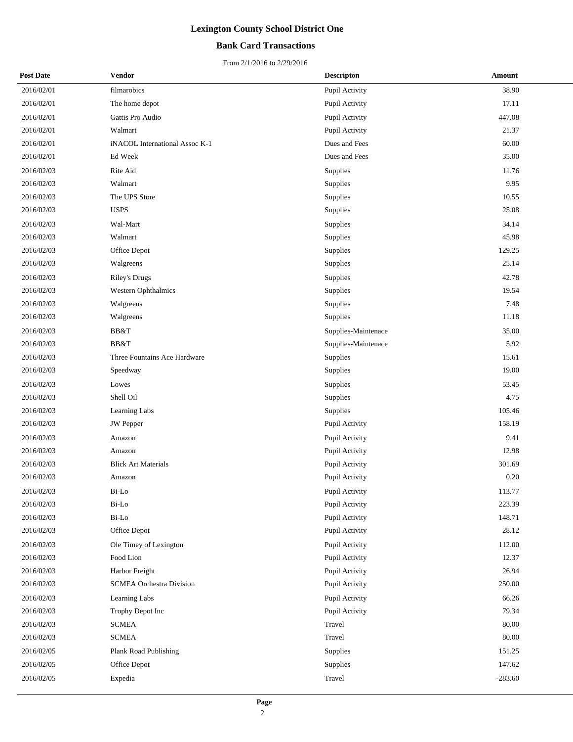# Lexington County School District One

## Bank Card Transactions

From 2/1/2016 to 2/29/2016

| Post Date | Vendor | Descripton | Amount |
|---|---|---|---|
| 2016/02/01 | filmarobics | Pupil Activity | 38.90 |
| 2016/02/01 | The home depot | Pupil Activity | 17.11 |
| 2016/02/01 | Gattis Pro Audio | Pupil Activity | 447.08 |
| 2016/02/01 | Walmart | Pupil Activity | 21.37 |
| 2016/02/01 | iNACOL International Assoc K-1 | Dues and Fees | 60.00 |
| 2016/02/01 | Ed Week | Dues and Fees | 35.00 |
| 2016/02/03 | Rite Aid | Supplies | 11.76 |
| 2016/02/03 | Walmart | Supplies | 9.95 |
| 2016/02/03 | The UPS Store | Supplies | 10.55 |
| 2016/02/03 | USPS | Supplies | 25.08 |
| 2016/02/03 | Wal-Mart | Supplies | 34.14 |
| 2016/02/03 | Walmart | Supplies | 45.98 |
| 2016/02/03 | Office Depot | Supplies | 129.25 |
| 2016/02/03 | Walgreens | Supplies | 25.14 |
| 2016/02/03 | Riley's Drugs | Supplies | 42.78 |
| 2016/02/03 | Western Ophthalmics | Supplies | 19.54 |
| 2016/02/03 | Walgreens | Supplies | 7.48 |
| 2016/02/03 | Walgreens | Supplies | 11.18 |
| 2016/02/03 | BB&T | Supplies-Maintenace | 35.00 |
| 2016/02/03 | BB&T | Supplies-Maintenace | 5.92 |
| 2016/02/03 | Three Fountains Ace Hardware | Supplies | 15.61 |
| 2016/02/03 | Speedway | Supplies | 19.00 |
| 2016/02/03 | Lowes | Supplies | 53.45 |
| 2016/02/03 | Shell Oil | Supplies | 4.75 |
| 2016/02/03 | Learning Labs | Supplies | 105.46 |
| 2016/02/03 | JW Pepper | Pupil Activity | 158.19 |
| 2016/02/03 | Amazon | Pupil Activity | 9.41 |
| 2016/02/03 | Amazon | Pupil Activity | 12.98 |
| 2016/02/03 | Blick Art Materials | Pupil Activity | 301.69 |
| 2016/02/03 | Amazon | Pupil Activity | 0.20 |
| 2016/02/03 | Bi-Lo | Pupil Activity | 113.77 |
| 2016/02/03 | Bi-Lo | Pupil Activity | 223.39 |
| 2016/02/03 | Bi-Lo | Pupil Activity | 148.71 |
| 2016/02/03 | Office Depot | Pupil Activity | 28.12 |
| 2016/02/03 | Ole Timey of Lexington | Pupil Activity | 112.00 |
| 2016/02/03 | Food Lion | Pupil Activity | 12.37 |
| 2016/02/03 | Harbor Freight | Pupil Activity | 26.94 |
| 2016/02/03 | SCMEA Orchestra Division | Pupil Activity | 250.00 |
| 2016/02/03 | Learning Labs | Pupil Activity | 66.26 |
| 2016/02/03 | Trophy Depot Inc | Pupil Activity | 79.34 |
| 2016/02/03 | SCMEA | Travel | 80.00 |
| 2016/02/03 | SCMEA | Travel | 80.00 |
| 2016/02/05 | Plank Road Publishing | Supplies | 151.25 |
| 2016/02/05 | Office Depot | Supplies | 147.62 |
| 2016/02/05 | Expedia | Travel | -283.60 |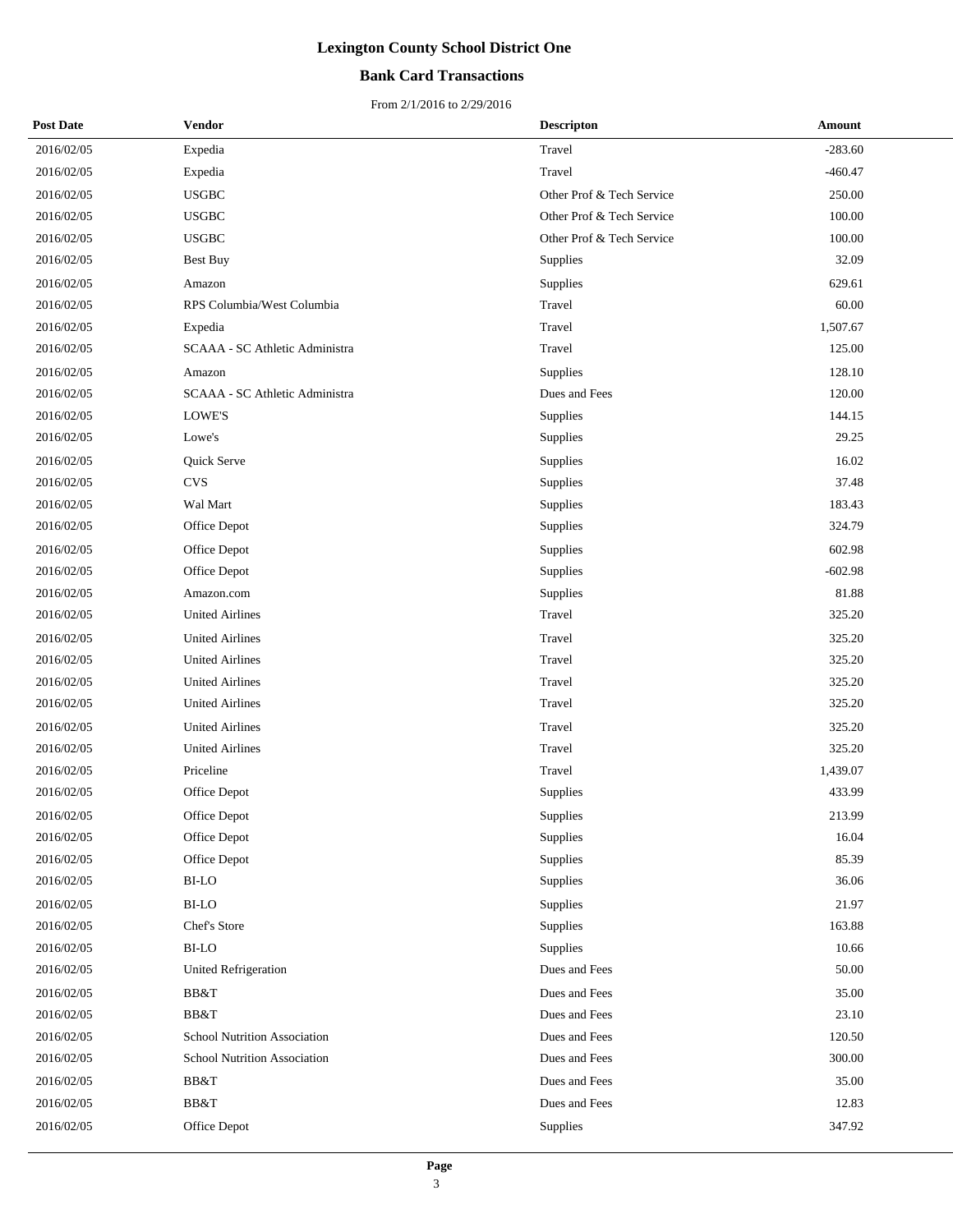# Lexington County School District One

## Bank Card Transactions

From 2/1/2016 to 2/29/2016

| Post Date | Vendor | Descripton | Amount |
|---|---|---|---|
| 2016/02/05 | Expedia | Travel | -283.60 |
| 2016/02/05 | Expedia | Travel | -460.47 |
| 2016/02/05 | USGBC | Other Prof & Tech Service | 250.00 |
| 2016/02/05 | USGBC | Other Prof & Tech Service | 100.00 |
| 2016/02/05 | USGBC | Other Prof & Tech Service | 100.00 |
| 2016/02/05 | Best Buy | Supplies | 32.09 |
| 2016/02/05 | Amazon | Supplies | 629.61 |
| 2016/02/05 | RPS Columbia/West Columbia | Travel | 60.00 |
| 2016/02/05 | Expedia | Travel | 1,507.67 |
| 2016/02/05 | SCAAA - SC Athletic Administra | Travel | 125.00 |
| 2016/02/05 | Amazon | Supplies | 128.10 |
| 2016/02/05 | SCAAA - SC Athletic Administra | Dues and Fees | 120.00 |
| 2016/02/05 | LOWE'S | Supplies | 144.15 |
| 2016/02/05 | Lowe's | Supplies | 29.25 |
| 2016/02/05 | Quick Serve | Supplies | 16.02 |
| 2016/02/05 | CVS | Supplies | 37.48 |
| 2016/02/05 | Wal Mart | Supplies | 183.43 |
| 2016/02/05 | Office Depot | Supplies | 324.79 |
| 2016/02/05 | Office Depot | Supplies | 602.98 |
| 2016/02/05 | Office Depot | Supplies | -602.98 |
| 2016/02/05 | Amazon.com | Supplies | 81.88 |
| 2016/02/05 | United Airlines | Travel | 325.20 |
| 2016/02/05 | United Airlines | Travel | 325.20 |
| 2016/02/05 | United Airlines | Travel | 325.20 |
| 2016/02/05 | United Airlines | Travel | 325.20 |
| 2016/02/05 | United Airlines | Travel | 325.20 |
| 2016/02/05 | United Airlines | Travel | 325.20 |
| 2016/02/05 | United Airlines | Travel | 325.20 |
| 2016/02/05 | Priceline | Travel | 1,439.07 |
| 2016/02/05 | Office Depot | Supplies | 433.99 |
| 2016/02/05 | Office Depot | Supplies | 213.99 |
| 2016/02/05 | Office Depot | Supplies | 16.04 |
| 2016/02/05 | Office Depot | Supplies | 85.39 |
| 2016/02/05 | BI-LO | Supplies | 36.06 |
| 2016/02/05 | BI-LO | Supplies | 21.97 |
| 2016/02/05 | Chef's Store | Supplies | 163.88 |
| 2016/02/05 | BI-LO | Supplies | 10.66 |
| 2016/02/05 | United Refrigeration | Dues and Fees | 50.00 |
| 2016/02/05 | BB&T | Dues and Fees | 35.00 |
| 2016/02/05 | BB&T | Dues and Fees | 23.10 |
| 2016/02/05 | School Nutrition Association | Dues and Fees | 120.50 |
| 2016/02/05 | School Nutrition Association | Dues and Fees | 300.00 |
| 2016/02/05 | BB&T | Dues and Fees | 35.00 |
| 2016/02/05 | BB&T | Dues and Fees | 12.83 |
| 2016/02/05 | Office Depot | Supplies | 347.92 |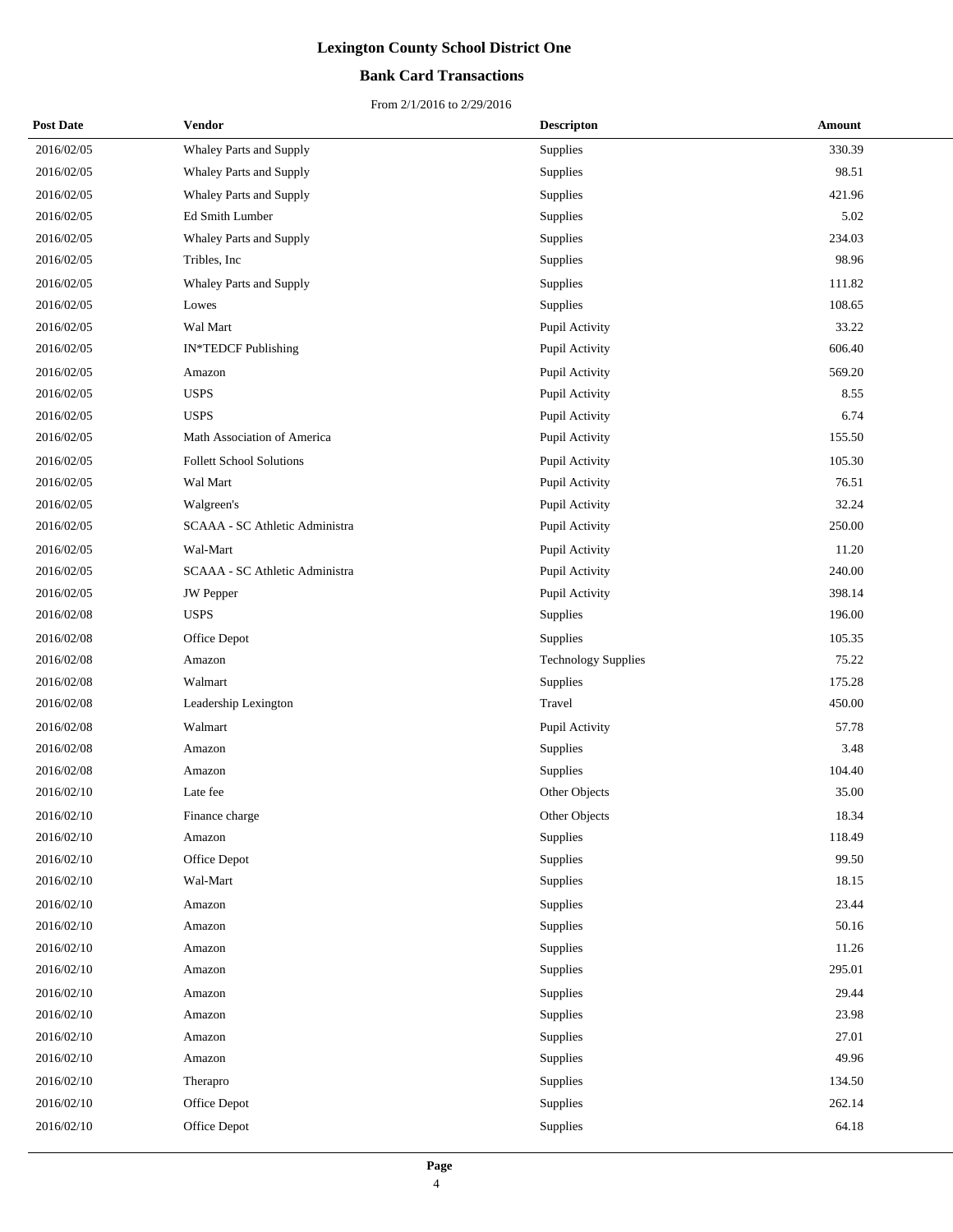# Lexington County School District One

## Bank Card Transactions

From 2/1/2016 to 2/29/2016

| Post Date | Vendor | Descripton | Amount |
|---|---|---|---|
| 2016/02/05 | Whaley Parts and Supply | Supplies | 330.39 |
| 2016/02/05 | Whaley Parts and Supply | Supplies | 98.51 |
| 2016/02/05 | Whaley Parts and Supply | Supplies | 421.96 |
| 2016/02/05 | Ed Smith Lumber | Supplies | 5.02 |
| 2016/02/05 | Whaley Parts and Supply | Supplies | 234.03 |
| 2016/02/05 | Tribles, Inc | Supplies | 98.96 |
| 2016/02/05 | Whaley Parts and Supply | Supplies | 111.82 |
| 2016/02/05 | Lowes | Supplies | 108.65 |
| 2016/02/05 | Wal Mart | Pupil Activity | 33.22 |
| 2016/02/05 | IN*TEDCF Publishing | Pupil Activity | 606.40 |
| 2016/02/05 | Amazon | Pupil Activity | 569.20 |
| 2016/02/05 | USPS | Pupil Activity | 8.55 |
| 2016/02/05 | USPS | Pupil Activity | 6.74 |
| 2016/02/05 | Math Association of America | Pupil Activity | 155.50 |
| 2016/02/05 | Follett School Solutions | Pupil Activity | 105.30 |
| 2016/02/05 | Wal Mart | Pupil Activity | 76.51 |
| 2016/02/05 | Walgreen's | Pupil Activity | 32.24 |
| 2016/02/05 | SCAAA - SC Athletic Administra | Pupil Activity | 250.00 |
| 2016/02/05 | Wal-Mart | Pupil Activity | 11.20 |
| 2016/02/05 | SCAAA - SC Athletic Administra | Pupil Activity | 240.00 |
| 2016/02/05 | JW Pepper | Pupil Activity | 398.14 |
| 2016/02/08 | USPS | Supplies | 196.00 |
| 2016/02/08 | Office Depot | Supplies | 105.35 |
| 2016/02/08 | Amazon | Technology Supplies | 75.22 |
| 2016/02/08 | Walmart | Supplies | 175.28 |
| 2016/02/08 | Leadership Lexington | Travel | 450.00 |
| 2016/02/08 | Walmart | Pupil Activity | 57.78 |
| 2016/02/08 | Amazon | Supplies | 3.48 |
| 2016/02/08 | Amazon | Supplies | 104.40 |
| 2016/02/10 | Late fee | Other Objects | 35.00 |
| 2016/02/10 | Finance charge | Other Objects | 18.34 |
| 2016/02/10 | Amazon | Supplies | 118.49 |
| 2016/02/10 | Office Depot | Supplies | 99.50 |
| 2016/02/10 | Wal-Mart | Supplies | 18.15 |
| 2016/02/10 | Amazon | Supplies | 23.44 |
| 2016/02/10 | Amazon | Supplies | 50.16 |
| 2016/02/10 | Amazon | Supplies | 11.26 |
| 2016/02/10 | Amazon | Supplies | 295.01 |
| 2016/02/10 | Amazon | Supplies | 29.44 |
| 2016/02/10 | Amazon | Supplies | 23.98 |
| 2016/02/10 | Amazon | Supplies | 27.01 |
| 2016/02/10 | Amazon | Supplies | 49.96 |
| 2016/02/10 | Therapro | Supplies | 134.50 |
| 2016/02/10 | Office Depot | Supplies | 262.14 |
| 2016/02/10 | Office Depot | Supplies | 64.18 |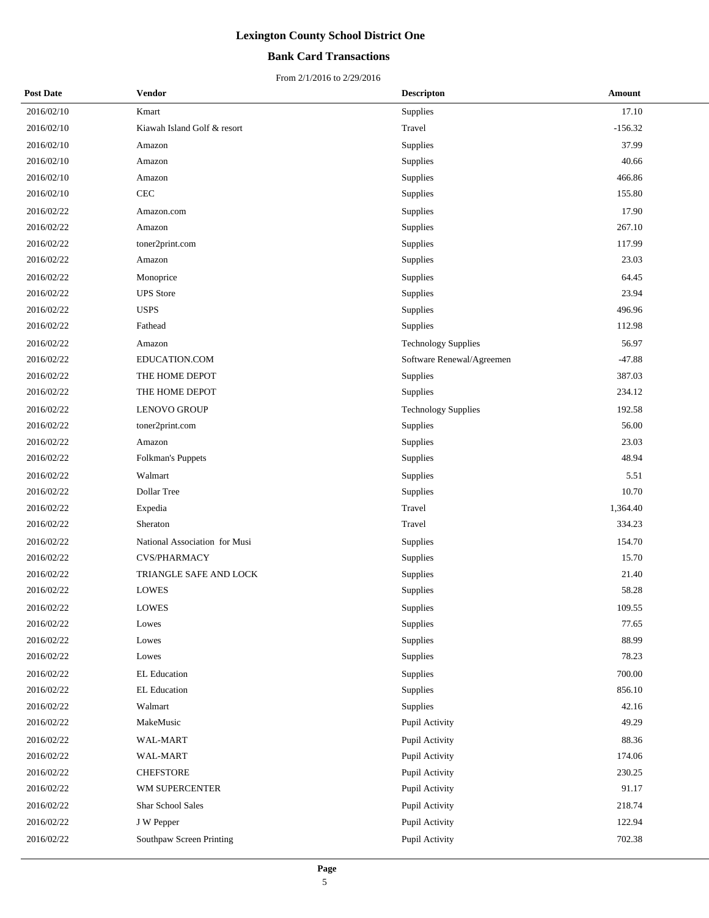# Lexington County School District One

## Bank Card Transactions

From 2/1/2016 to 2/29/2016

| Post Date | Vendor | Descripton | Amount |
|---|---|---|---|
| 2016/02/10 | Kmart | Supplies | 17.10 |
| 2016/02/10 | Kiawah Island Golf & resort | Travel | -156.32 |
| 2016/02/10 | Amazon | Supplies | 37.99 |
| 2016/02/10 | Amazon | Supplies | 40.66 |
| 2016/02/10 | Amazon | Supplies | 466.86 |
| 2016/02/10 | CEC | Supplies | 155.80 |
| 2016/02/22 | Amazon.com | Supplies | 17.90 |
| 2016/02/22 | Amazon | Supplies | 267.10 |
| 2016/02/22 | toner2print.com | Supplies | 117.99 |
| 2016/02/22 | Amazon | Supplies | 23.03 |
| 2016/02/22 | Monoprice | Supplies | 64.45 |
| 2016/02/22 | UPS Store | Supplies | 23.94 |
| 2016/02/22 | USPS | Supplies | 496.96 |
| 2016/02/22 | Fathead | Supplies | 112.98 |
| 2016/02/22 | Amazon | Technology Supplies | 56.97 |
| 2016/02/22 | EDUCATION.COM | Software Renewal/Agreemen | -47.88 |
| 2016/02/22 | THE HOME DEPOT | Supplies | 387.03 |
| 2016/02/22 | THE HOME DEPOT | Supplies | 234.12 |
| 2016/02/22 | LENOVO GROUP | Technology Supplies | 192.58 |
| 2016/02/22 | toner2print.com | Supplies | 56.00 |
| 2016/02/22 | Amazon | Supplies | 23.03 |
| 2016/02/22 | Folkman's Puppets | Supplies | 48.94 |
| 2016/02/22 | Walmart | Supplies | 5.51 |
| 2016/02/22 | Dollar Tree | Supplies | 10.70 |
| 2016/02/22 | Expedia | Travel | 1,364.40 |
| 2016/02/22 | Sheraton | Travel | 334.23 |
| 2016/02/22 | National Association for Musi | Supplies | 154.70 |
| 2016/02/22 | CVS/PHARMACY | Supplies | 15.70 |
| 2016/02/22 | TRIANGLE SAFE AND LOCK | Supplies | 21.40 |
| 2016/02/22 | LOWES | Supplies | 58.28 |
| 2016/02/22 | LOWES | Supplies | 109.55 |
| 2016/02/22 | Lowes | Supplies | 77.65 |
| 2016/02/22 | Lowes | Supplies | 88.99 |
| 2016/02/22 | Lowes | Supplies | 78.23 |
| 2016/02/22 | EL Education | Supplies | 700.00 |
| 2016/02/22 | EL Education | Supplies | 856.10 |
| 2016/02/22 | Walmart | Supplies | 42.16 |
| 2016/02/22 | MakeMusic | Pupil Activity | 49.29 |
| 2016/02/22 | WAL-MART | Pupil Activity | 88.36 |
| 2016/02/22 | WAL-MART | Pupil Activity | 174.06 |
| 2016/02/22 | CHEFSTORE | Pupil Activity | 230.25 |
| 2016/02/22 | WM SUPERCENTER | Pupil Activity | 91.17 |
| 2016/02/22 | Shar School Sales | Pupil Activity | 218.74 |
| 2016/02/22 | J W Pepper | Pupil Activity | 122.94 |
| 2016/02/22 | Southpaw Screen Printing | Pupil Activity | 702.38 |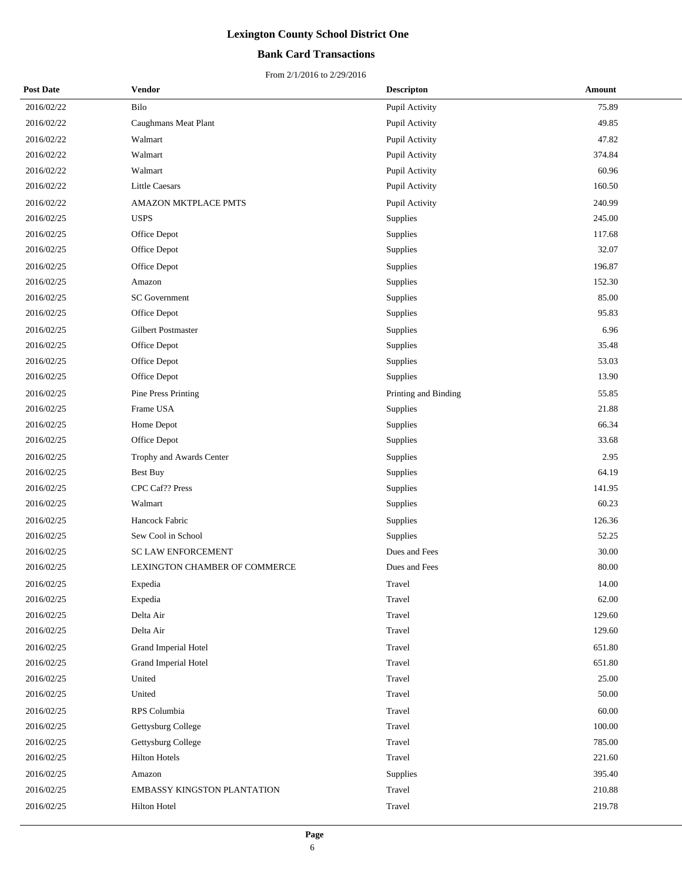# Lexington County School District One

## Bank Card Transactions

From 2/1/2016 to 2/29/2016

| Post Date | Vendor | Descripton | Amount |
|---|---|---|---|
| 2016/02/22 | Bilo | Pupil Activity | 75.89 |
| 2016/02/22 | Caughmans Meat Plant | Pupil Activity | 49.85 |
| 2016/02/22 | Walmart | Pupil Activity | 47.82 |
| 2016/02/22 | Walmart | Pupil Activity | 374.84 |
| 2016/02/22 | Walmart | Pupil Activity | 60.96 |
| 2016/02/22 | Little Caesars | Pupil Activity | 160.50 |
| 2016/02/22 | AMAZON MKTPLACE PMTS | Pupil Activity | 240.99 |
| 2016/02/25 | USPS | Supplies | 245.00 |
| 2016/02/25 | Office Depot | Supplies | 117.68 |
| 2016/02/25 | Office Depot | Supplies | 32.07 |
| 2016/02/25 | Office Depot | Supplies | 196.87 |
| 2016/02/25 | Amazon | Supplies | 152.30 |
| 2016/02/25 | SC Government | Supplies | 85.00 |
| 2016/02/25 | Office Depot | Supplies | 95.83 |
| 2016/02/25 | Gilbert Postmaster | Supplies | 6.96 |
| 2016/02/25 | Office Depot | Supplies | 35.48 |
| 2016/02/25 | Office Depot | Supplies | 53.03 |
| 2016/02/25 | Office Depot | Supplies | 13.90 |
| 2016/02/25 | Pine Press Printing | Printing and Binding | 55.85 |
| 2016/02/25 | Frame USA | Supplies | 21.88 |
| 2016/02/25 | Home Depot | Supplies | 66.34 |
| 2016/02/25 | Office Depot | Supplies | 33.68 |
| 2016/02/25 | Trophy and Awards Center | Supplies | 2.95 |
| 2016/02/25 | Best Buy | Supplies | 64.19 |
| 2016/02/25 | CPC Caf?? Press | Supplies | 141.95 |
| 2016/02/25 | Walmart | Supplies | 60.23 |
| 2016/02/25 | Hancock Fabric | Supplies | 126.36 |
| 2016/02/25 | Sew Cool in School | Supplies | 52.25 |
| 2016/02/25 | SC LAW ENFORCEMENT | Dues and Fees | 30.00 |
| 2016/02/25 | LEXINGTON CHAMBER OF COMMERCE | Dues and Fees | 80.00 |
| 2016/02/25 | Expedia | Travel | 14.00 |
| 2016/02/25 | Expedia | Travel | 62.00 |
| 2016/02/25 | Delta Air | Travel | 129.60 |
| 2016/02/25 | Delta Air | Travel | 129.60 |
| 2016/02/25 | Grand Imperial Hotel | Travel | 651.80 |
| 2016/02/25 | Grand Imperial Hotel | Travel | 651.80 |
| 2016/02/25 | United | Travel | 25.00 |
| 2016/02/25 | United | Travel | 50.00 |
| 2016/02/25 | RPS Columbia | Travel | 60.00 |
| 2016/02/25 | Gettysburg College | Travel | 100.00 |
| 2016/02/25 | Gettysburg College | Travel | 785.00 |
| 2016/02/25 | Hilton Hotels | Travel | 221.60 |
| 2016/02/25 | Amazon | Supplies | 395.40 |
| 2016/02/25 | EMBASSY KINGSTON PLANTATION | Travel | 210.88 |
| 2016/02/25 | Hilton Hotel | Travel | 219.78 |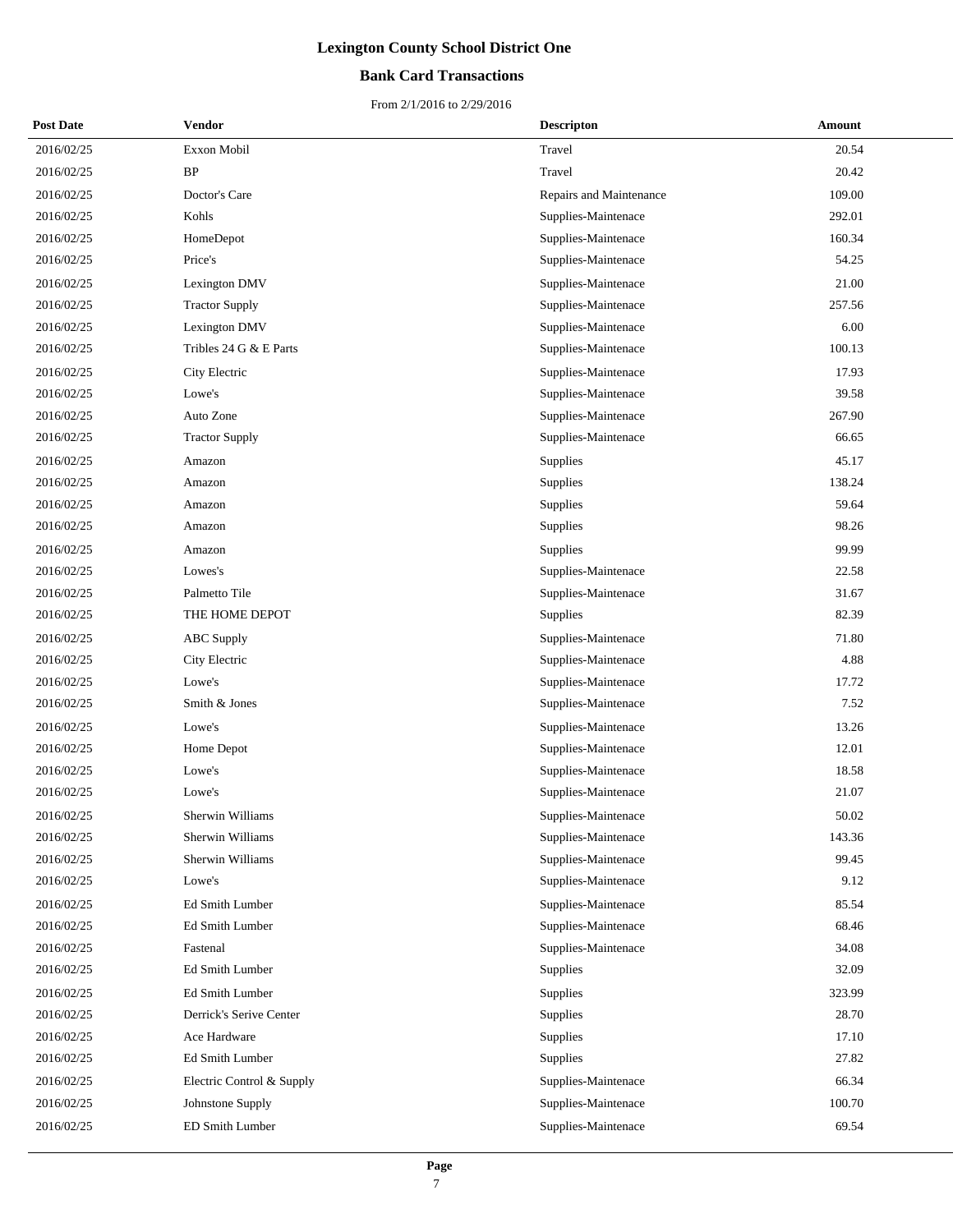# Lexington County School District One

## Bank Card Transactions

From 2/1/2016 to 2/29/2016

| Post Date | Vendor | Descripton | Amount |
|---|---|---|---|
| 2016/02/25 | Exxon Mobil | Travel | 20.54 |
| 2016/02/25 | BP | Travel | 20.42 |
| 2016/02/25 | Doctor's Care | Repairs and Maintenance | 109.00 |
| 2016/02/25 | Kohls | Supplies-Maintenace | 292.01 |
| 2016/02/25 | HomeDepot | Supplies-Maintenace | 160.34 |
| 2016/02/25 | Price's | Supplies-Maintenace | 54.25 |
| 2016/02/25 | Lexington DMV | Supplies-Maintenace | 21.00 |
| 2016/02/25 | Tractor Supply | Supplies-Maintenace | 257.56 |
| 2016/02/25 | Lexington DMV | Supplies-Maintenace | 6.00 |
| 2016/02/25 | Tribles 24 G & E Parts | Supplies-Maintenace | 100.13 |
| 2016/02/25 | City Electric | Supplies-Maintenace | 17.93 |
| 2016/02/25 | Lowe's | Supplies-Maintenace | 39.58 |
| 2016/02/25 | Auto Zone | Supplies-Maintenace | 267.90 |
| 2016/02/25 | Tractor Supply | Supplies-Maintenace | 66.65 |
| 2016/02/25 | Amazon | Supplies | 45.17 |
| 2016/02/25 | Amazon | Supplies | 138.24 |
| 2016/02/25 | Amazon | Supplies | 59.64 |
| 2016/02/25 | Amazon | Supplies | 98.26 |
| 2016/02/25 | Amazon | Supplies | 99.99 |
| 2016/02/25 | Lowes's | Supplies-Maintenace | 22.58 |
| 2016/02/25 | Palmetto Tile | Supplies-Maintenace | 31.67 |
| 2016/02/25 | THE HOME DEPOT | Supplies | 82.39 |
| 2016/02/25 | ABC Supply | Supplies-Maintenace | 71.80 |
| 2016/02/25 | City Electric | Supplies-Maintenace | 4.88 |
| 2016/02/25 | Lowe's | Supplies-Maintenace | 17.72 |
| 2016/02/25 | Smith & Jones | Supplies-Maintenace | 7.52 |
| 2016/02/25 | Lowe's | Supplies-Maintenace | 13.26 |
| 2016/02/25 | Home Depot | Supplies-Maintenace | 12.01 |
| 2016/02/25 | Lowe's | Supplies-Maintenace | 18.58 |
| 2016/02/25 | Lowe's | Supplies-Maintenace | 21.07 |
| 2016/02/25 | Sherwin Williams | Supplies-Maintenace | 50.02 |
| 2016/02/25 | Sherwin Williams | Supplies-Maintenace | 143.36 |
| 2016/02/25 | Sherwin Williams | Supplies-Maintenace | 99.45 |
| 2016/02/25 | Lowe's | Supplies-Maintenace | 9.12 |
| 2016/02/25 | Ed Smith Lumber | Supplies-Maintenace | 85.54 |
| 2016/02/25 | Ed Smith Lumber | Supplies-Maintenace | 68.46 |
| 2016/02/25 | Fastenal | Supplies-Maintenace | 34.08 |
| 2016/02/25 | Ed Smith Lumber | Supplies | 32.09 |
| 2016/02/25 | Ed Smith Lumber | Supplies | 323.99 |
| 2016/02/25 | Derrick's Serive Center | Supplies | 28.70 |
| 2016/02/25 | Ace Hardware | Supplies | 17.10 |
| 2016/02/25 | Ed Smith Lumber | Supplies | 27.82 |
| 2016/02/25 | Electric Control & Supply | Supplies-Maintenace | 66.34 |
| 2016/02/25 | Johnstone Supply | Supplies-Maintenace | 100.70 |
| 2016/02/25 | ED Smith Lumber | Supplies-Maintenace | 69.54 |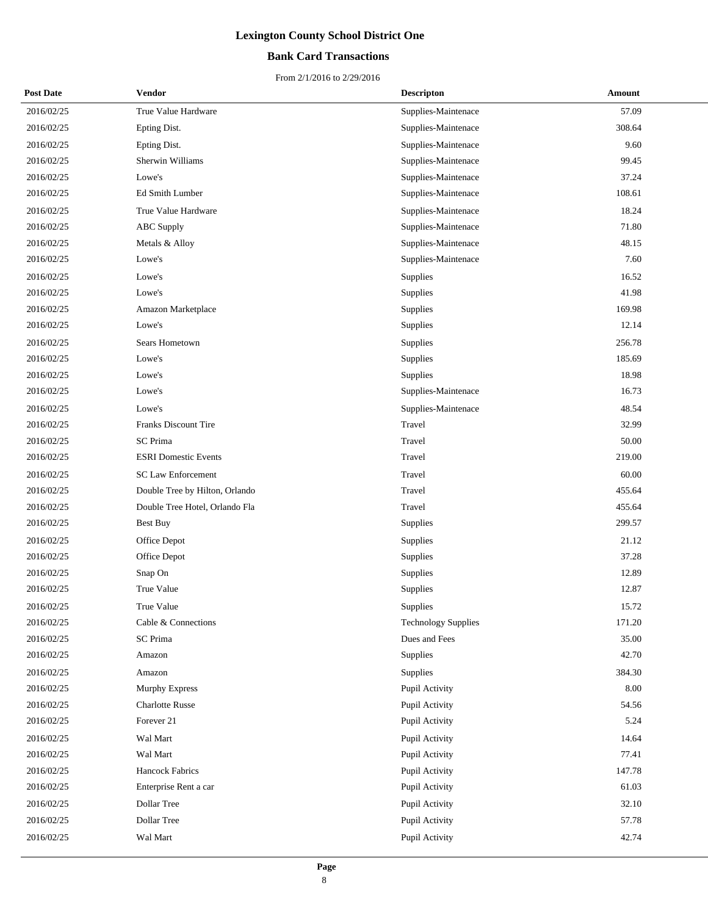# Lexington County School District One

## Bank Card Transactions

From 2/1/2016 to 2/29/2016

| Post Date | Vendor | Descripton | Amount |
|---|---|---|---|
| 2016/02/25 | True Value Hardware | Supplies-Maintenace | 57.09 |
| 2016/02/25 | Epting Dist. | Supplies-Maintenace | 308.64 |
| 2016/02/25 | Epting Dist. | Supplies-Maintenace | 9.60 |
| 2016/02/25 | Sherwin Williams | Supplies-Maintenace | 99.45 |
| 2016/02/25 | Lowe's | Supplies-Maintenace | 37.24 |
| 2016/02/25 | Ed Smith Lumber | Supplies-Maintenace | 108.61 |
| 2016/02/25 | True Value Hardware | Supplies-Maintenace | 18.24 |
| 2016/02/25 | ABC Supply | Supplies-Maintenace | 71.80 |
| 2016/02/25 | Metals & Alloy | Supplies-Maintenace | 48.15 |
| 2016/02/25 | Lowe's | Supplies-Maintenace | 7.60 |
| 2016/02/25 | Lowe's | Supplies | 16.52 |
| 2016/02/25 | Lowe's | Supplies | 41.98 |
| 2016/02/25 | Amazon Marketplace | Supplies | 169.98 |
| 2016/02/25 | Lowe's | Supplies | 12.14 |
| 2016/02/25 | Sears Hometown | Supplies | 256.78 |
| 2016/02/25 | Lowe's | Supplies | 185.69 |
| 2016/02/25 | Lowe's | Supplies | 18.98 |
| 2016/02/25 | Lowe's | Supplies-Maintenace | 16.73 |
| 2016/02/25 | Lowe's | Supplies-Maintenace | 48.54 |
| 2016/02/25 | Franks Discount Tire | Travel | 32.99 |
| 2016/02/25 | SC Prima | Travel | 50.00 |
| 2016/02/25 | ESRI Domestic Events | Travel | 219.00 |
| 2016/02/25 | SC Law Enforcement | Travel | 60.00 |
| 2016/02/25 | Double Tree by Hilton, Orlando | Travel | 455.64 |
| 2016/02/25 | Double Tree Hotel, Orlando Fla | Travel | 455.64 |
| 2016/02/25 | Best Buy | Supplies | 299.57 |
| 2016/02/25 | Office Depot | Supplies | 21.12 |
| 2016/02/25 | Office Depot | Supplies | 37.28 |
| 2016/02/25 | Snap On | Supplies | 12.89 |
| 2016/02/25 | True Value | Supplies | 12.87 |
| 2016/02/25 | True Value | Supplies | 15.72 |
| 2016/02/25 | Cable & Connections | Technology Supplies | 171.20 |
| 2016/02/25 | SC Prima | Dues and Fees | 35.00 |
| 2016/02/25 | Amazon | Supplies | 42.70 |
| 2016/02/25 | Amazon | Supplies | 384.30 |
| 2016/02/25 | Murphy Express | Pupil Activity | 8.00 |
| 2016/02/25 | Charlotte Russe | Pupil Activity | 54.56 |
| 2016/02/25 | Forever 21 | Pupil Activity | 5.24 |
| 2016/02/25 | Wal Mart | Pupil Activity | 14.64 |
| 2016/02/25 | Wal Mart | Pupil Activity | 77.41 |
| 2016/02/25 | Hancock Fabrics | Pupil Activity | 147.78 |
| 2016/02/25 | Enterprise Rent a car | Pupil Activity | 61.03 |
| 2016/02/25 | Dollar Tree | Pupil Activity | 32.10 |
| 2016/02/25 | Dollar Tree | Pupil Activity | 57.78 |
| 2016/02/25 | Wal Mart | Pupil Activity | 42.74 |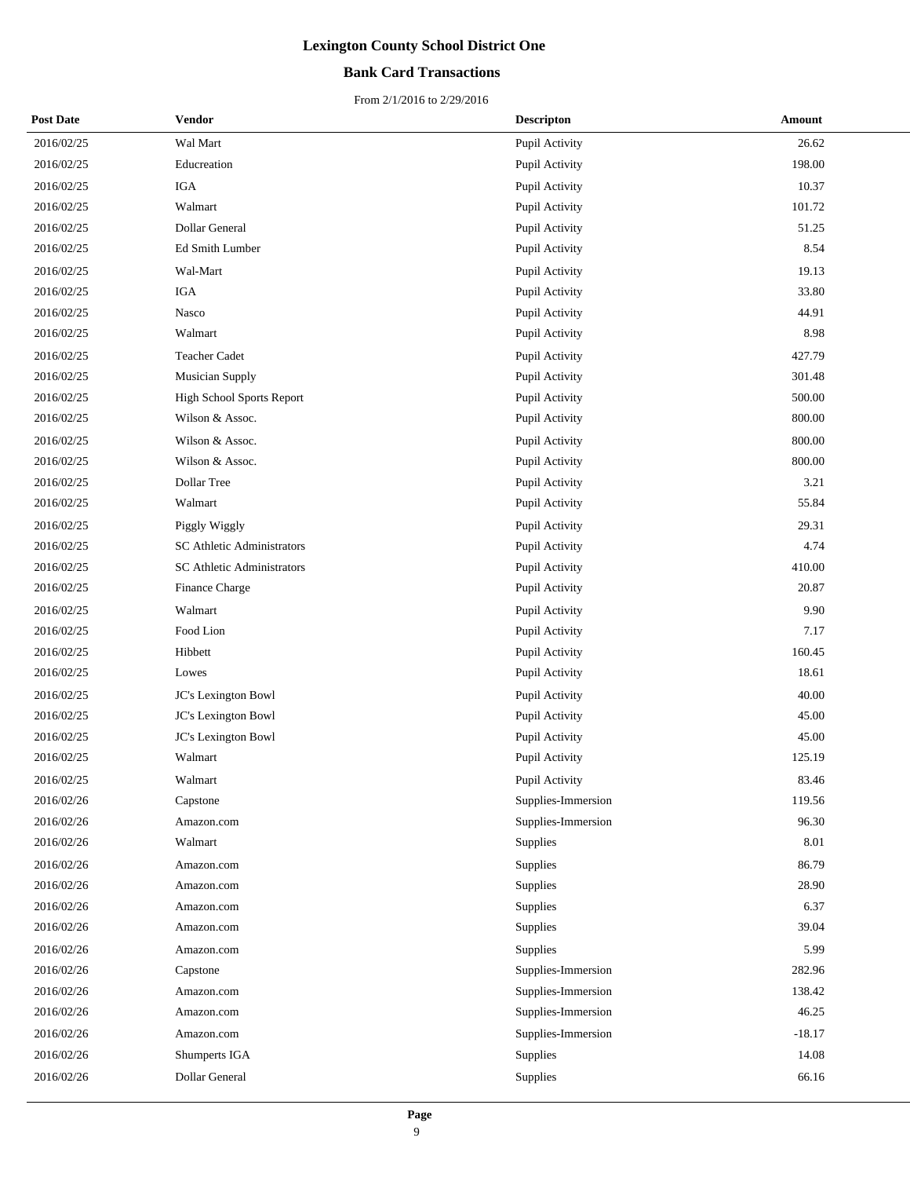# Lexington County School District One

## Bank Card Transactions

From 2/1/2016 to 2/29/2016

| Post Date | Vendor | Descripton | Amount |
|---|---|---|---|
| 2016/02/25 | Wal Mart | Pupil Activity | 26.62 |
| 2016/02/25 | Educreation | Pupil Activity | 198.00 |
| 2016/02/25 | IGA | Pupil Activity | 10.37 |
| 2016/02/25 | Walmart | Pupil Activity | 101.72 |
| 2016/02/25 | Dollar General | Pupil Activity | 51.25 |
| 2016/02/25 | Ed Smith Lumber | Pupil Activity | 8.54 |
| 2016/02/25 | Wal-Mart | Pupil Activity | 19.13 |
| 2016/02/25 | IGA | Pupil Activity | 33.80 |
| 2016/02/25 | Nasco | Pupil Activity | 44.91 |
| 2016/02/25 | Walmart | Pupil Activity | 8.98 |
| 2016/02/25 | Teacher Cadet | Pupil Activity | 427.79 |
| 2016/02/25 | Musician Supply | Pupil Activity | 301.48 |
| 2016/02/25 | High School Sports Report | Pupil Activity | 500.00 |
| 2016/02/25 | Wilson & Assoc. | Pupil Activity | 800.00 |
| 2016/02/25 | Wilson & Assoc. | Pupil Activity | 800.00 |
| 2016/02/25 | Wilson & Assoc. | Pupil Activity | 800.00 |
| 2016/02/25 | Dollar Tree | Pupil Activity | 3.21 |
| 2016/02/25 | Walmart | Pupil Activity | 55.84 |
| 2016/02/25 | Piggly Wiggly | Pupil Activity | 29.31 |
| 2016/02/25 | SC Athletic Administrators | Pupil Activity | 4.74 |
| 2016/02/25 | SC Athletic Administrators | Pupil Activity | 410.00 |
| 2016/02/25 | Finance Charge | Pupil Activity | 20.87 |
| 2016/02/25 | Walmart | Pupil Activity | 9.90 |
| 2016/02/25 | Food Lion | Pupil Activity | 7.17 |
| 2016/02/25 | Hibbett | Pupil Activity | 160.45 |
| 2016/02/25 | Lowes | Pupil Activity | 18.61 |
| 2016/02/25 | JC's Lexington Bowl | Pupil Activity | 40.00 |
| 2016/02/25 | JC's Lexington Bowl | Pupil Activity | 45.00 |
| 2016/02/25 | JC's Lexington Bowl | Pupil Activity | 45.00 |
| 2016/02/25 | Walmart | Pupil Activity | 125.19 |
| 2016/02/25 | Walmart | Pupil Activity | 83.46 |
| 2016/02/26 | Capstone | Supplies-Immersion | 119.56 |
| 2016/02/26 | Amazon.com | Supplies-Immersion | 96.30 |
| 2016/02/26 | Walmart | Supplies | 8.01 |
| 2016/02/26 | Amazon.com | Supplies | 86.79 |
| 2016/02/26 | Amazon.com | Supplies | 28.90 |
| 2016/02/26 | Amazon.com | Supplies | 6.37 |
| 2016/02/26 | Amazon.com | Supplies | 39.04 |
| 2016/02/26 | Amazon.com | Supplies | 5.99 |
| 2016/02/26 | Capstone | Supplies-Immersion | 282.96 |
| 2016/02/26 | Amazon.com | Supplies-Immersion | 138.42 |
| 2016/02/26 | Amazon.com | Supplies-Immersion | 46.25 |
| 2016/02/26 | Amazon.com | Supplies-Immersion | -18.17 |
| 2016/02/26 | Shumperts IGA | Supplies | 14.08 |
| 2016/02/26 | Dollar General | Supplies | 66.16 |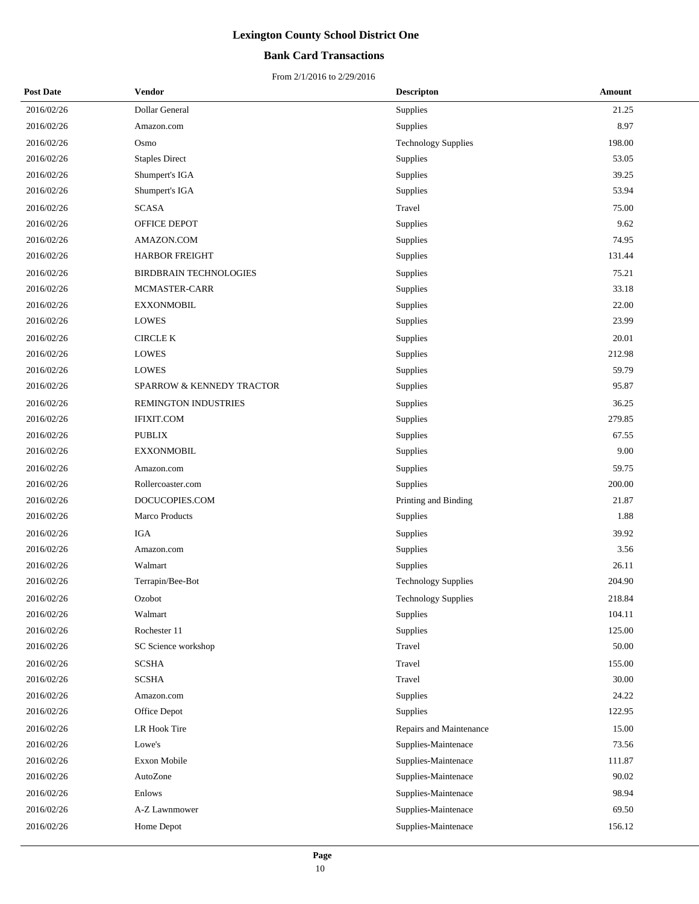# Lexington County School District One

## Bank Card Transactions

From 2/1/2016 to 2/29/2016

| Post Date | Vendor | Descripton | Amount |
|---|---|---|---|
| 2016/02/26 | Dollar General | Supplies | 21.25 |
| 2016/02/26 | Amazon.com | Supplies | 8.97 |
| 2016/02/26 | Osmo | Technology Supplies | 198.00 |
| 2016/02/26 | Staples Direct | Supplies | 53.05 |
| 2016/02/26 | Shumpert's IGA | Supplies | 39.25 |
| 2016/02/26 | Shumpert's IGA | Supplies | 53.94 |
| 2016/02/26 | SCASA | Travel | 75.00 |
| 2016/02/26 | OFFICE DEPOT | Supplies | 9.62 |
| 2016/02/26 | AMAZON.COM | Supplies | 74.95 |
| 2016/02/26 | HARBOR FREIGHT | Supplies | 131.44 |
| 2016/02/26 | BIRDBRAIN TECHNOLOGIES | Supplies | 75.21 |
| 2016/02/26 | MCMASTER-CARR | Supplies | 33.18 |
| 2016/02/26 | EXXONMOBIL | Supplies | 22.00 |
| 2016/02/26 | LOWES | Supplies | 23.99 |
| 2016/02/26 | CIRCLE K | Supplies | 20.01 |
| 2016/02/26 | LOWES | Supplies | 212.98 |
| 2016/02/26 | LOWES | Supplies | 59.79 |
| 2016/02/26 | SPARROW & KENNEDY TRACTOR | Supplies | 95.87 |
| 2016/02/26 | REMINGTON INDUSTRIES | Supplies | 36.25 |
| 2016/02/26 | IFIXIT.COM | Supplies | 279.85 |
| 2016/02/26 | PUBLIX | Supplies | 67.55 |
| 2016/02/26 | EXXONMOBIL | Supplies | 9.00 |
| 2016/02/26 | Amazon.com | Supplies | 59.75 |
| 2016/02/26 | Rollercoaster.com | Supplies | 200.00 |
| 2016/02/26 | DOCUCOPIES.COM | Printing and Binding | 21.87 |
| 2016/02/26 | Marco Products | Supplies | 1.88 |
| 2016/02/26 | IGA | Supplies | 39.92 |
| 2016/02/26 | Amazon.com | Supplies | 3.56 |
| 2016/02/26 | Walmart | Supplies | 26.11 |
| 2016/02/26 | Terrapin/Bee-Bot | Technology Supplies | 204.90 |
| 2016/02/26 | Ozobot | Technology Supplies | 218.84 |
| 2016/02/26 | Walmart | Supplies | 104.11 |
| 2016/02/26 | Rochester 11 | Supplies | 125.00 |
| 2016/02/26 | SC Science workshop | Travel | 50.00 |
| 2016/02/26 | SCSHA | Travel | 155.00 |
| 2016/02/26 | SCSHA | Travel | 30.00 |
| 2016/02/26 | Amazon.com | Supplies | 24.22 |
| 2016/02/26 | Office Depot | Supplies | 122.95 |
| 2016/02/26 | LR Hook Tire | Repairs and Maintenance | 15.00 |
| 2016/02/26 | Lowe's | Supplies-Maintenace | 73.56 |
| 2016/02/26 | Exxon Mobile | Supplies-Maintenace | 111.87 |
| 2016/02/26 | AutoZone | Supplies-Maintenace | 90.02 |
| 2016/02/26 | Enlows | Supplies-Maintenace | 98.94 |
| 2016/02/26 | A-Z Lawnmower | Supplies-Maintenace | 69.50 |
| 2016/02/26 | Home Depot | Supplies-Maintenace | 156.12 |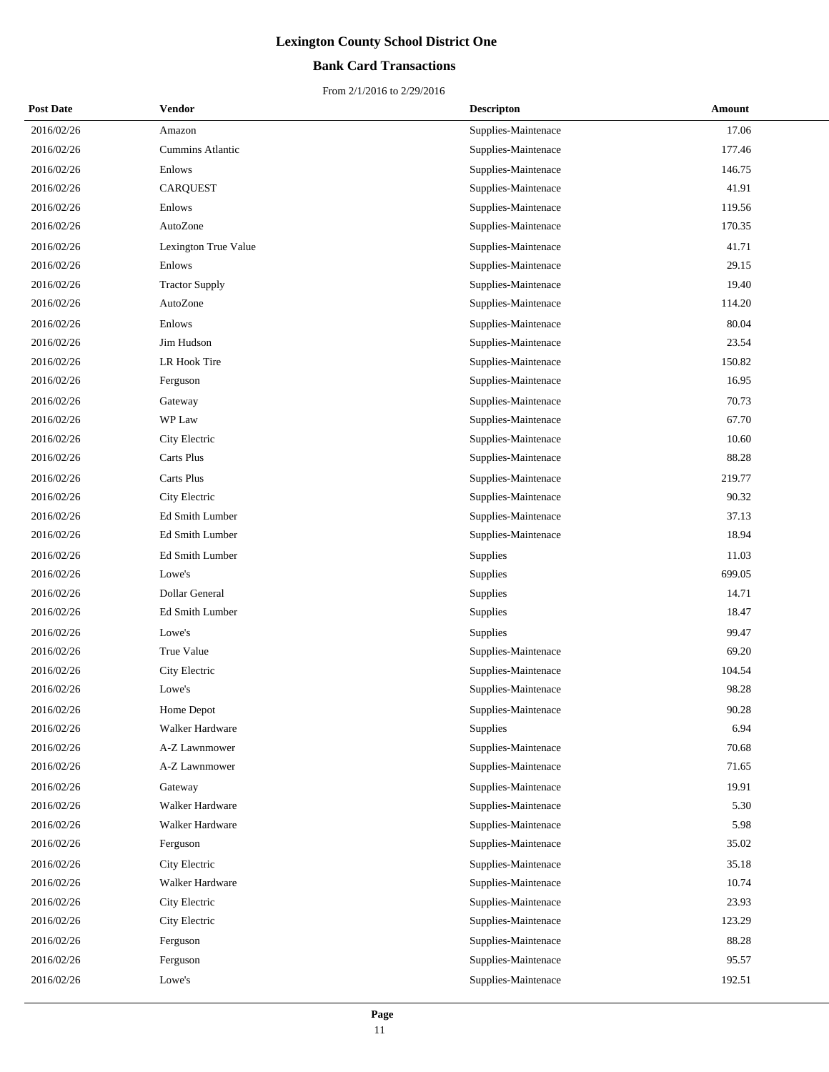# Lexington County School District One

## Bank Card Transactions

From 2/1/2016 to 2/29/2016

| Post Date | Vendor | Descripton | Amount |
|---|---|---|---|
| 2016/02/26 | Amazon | Supplies-Maintenace | 17.06 |
| 2016/02/26 | Cummins Atlantic | Supplies-Maintenace | 177.46 |
| 2016/02/26 | Enlows | Supplies-Maintenace | 146.75 |
| 2016/02/26 | CARQUEST | Supplies-Maintenace | 41.91 |
| 2016/02/26 | Enlows | Supplies-Maintenace | 119.56 |
| 2016/02/26 | AutoZone | Supplies-Maintenace | 170.35 |
| 2016/02/26 | Lexington True Value | Supplies-Maintenace | 41.71 |
| 2016/02/26 | Enlows | Supplies-Maintenace | 29.15 |
| 2016/02/26 | Tractor Supply | Supplies-Maintenace | 19.40 |
| 2016/02/26 | AutoZone | Supplies-Maintenace | 114.20 |
| 2016/02/26 | Enlows | Supplies-Maintenace | 80.04 |
| 2016/02/26 | Jim Hudson | Supplies-Maintenace | 23.54 |
| 2016/02/26 | LR Hook Tire | Supplies-Maintenace | 150.82 |
| 2016/02/26 | Ferguson | Supplies-Maintenace | 16.95 |
| 2016/02/26 | Gateway | Supplies-Maintenace | 70.73 |
| 2016/02/26 | WP Law | Supplies-Maintenace | 67.70 |
| 2016/02/26 | City Electric | Supplies-Maintenace | 10.60 |
| 2016/02/26 | Carts Plus | Supplies-Maintenace | 88.28 |
| 2016/02/26 | Carts Plus | Supplies-Maintenace | 219.77 |
| 2016/02/26 | City Electric | Supplies-Maintenace | 90.32 |
| 2016/02/26 | Ed Smith Lumber | Supplies-Maintenace | 37.13 |
| 2016/02/26 | Ed Smith Lumber | Supplies-Maintenace | 18.94 |
| 2016/02/26 | Ed Smith Lumber | Supplies | 11.03 |
| 2016/02/26 | Lowe's | Supplies | 699.05 |
| 2016/02/26 | Dollar General | Supplies | 14.71 |
| 2016/02/26 | Ed Smith Lumber | Supplies | 18.47 |
| 2016/02/26 | Lowe's | Supplies | 99.47 |
| 2016/02/26 | True Value | Supplies-Maintenace | 69.20 |
| 2016/02/26 | City Electric | Supplies-Maintenace | 104.54 |
| 2016/02/26 | Lowe's | Supplies-Maintenace | 98.28 |
| 2016/02/26 | Home Depot | Supplies-Maintenace | 90.28 |
| 2016/02/26 | Walker Hardware | Supplies | 6.94 |
| 2016/02/26 | A-Z Lawnmower | Supplies-Maintenace | 70.68 |
| 2016/02/26 | A-Z Lawnmower | Supplies-Maintenace | 71.65 |
| 2016/02/26 | Gateway | Supplies-Maintenace | 19.91 |
| 2016/02/26 | Walker Hardware | Supplies-Maintenace | 5.30 |
| 2016/02/26 | Walker Hardware | Supplies-Maintenace | 5.98 |
| 2016/02/26 | Ferguson | Supplies-Maintenace | 35.02 |
| 2016/02/26 | City Electric | Supplies-Maintenace | 35.18 |
| 2016/02/26 | Walker Hardware | Supplies-Maintenace | 10.74 |
| 2016/02/26 | City Electric | Supplies-Maintenace | 23.93 |
| 2016/02/26 | City Electric | Supplies-Maintenace | 123.29 |
| 2016/02/26 | Ferguson | Supplies-Maintenace | 88.28 |
| 2016/02/26 | Ferguson | Supplies-Maintenace | 95.57 |
| 2016/02/26 | Lowe's | Supplies-Maintenace | 192.51 |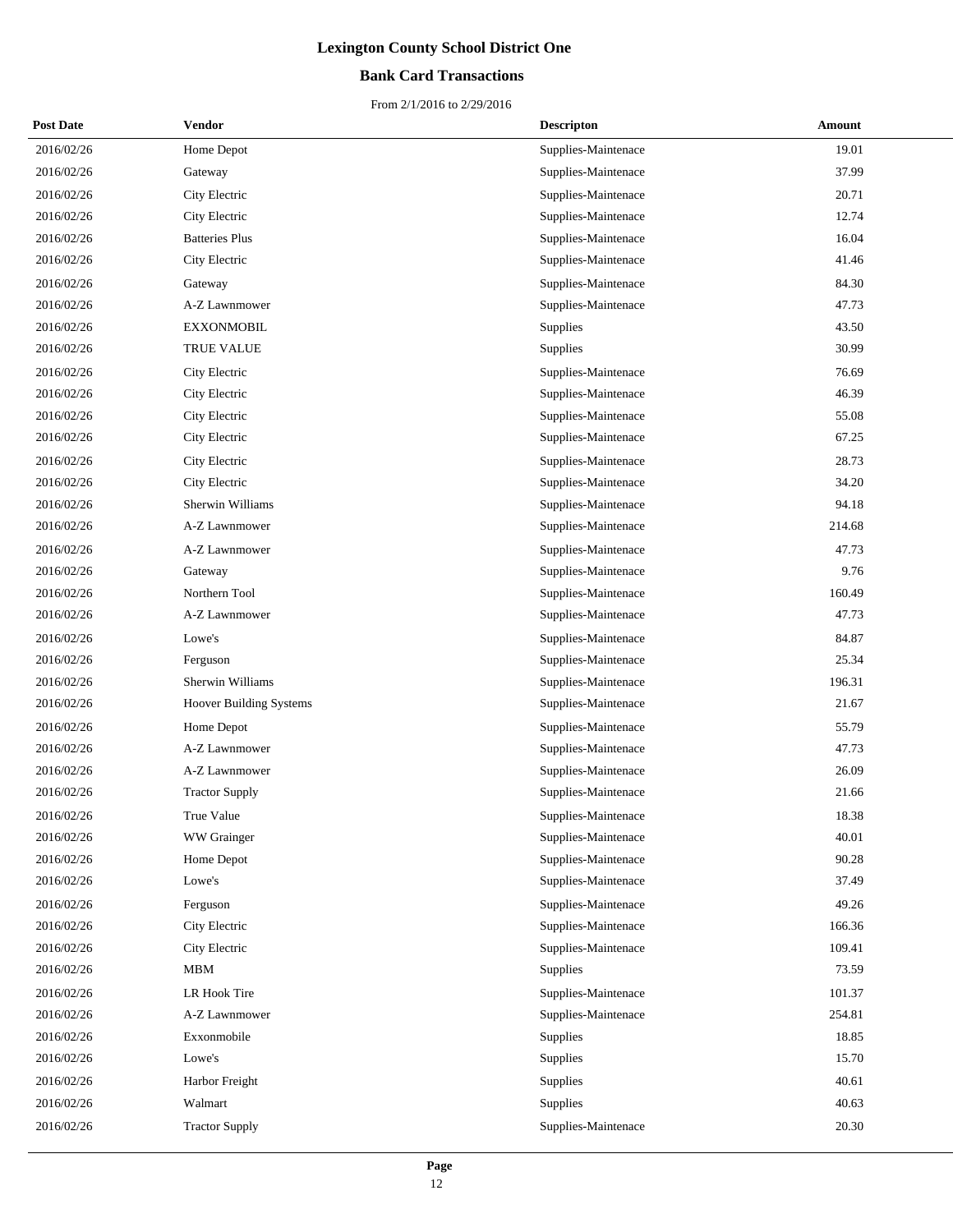# Lexington County School District One

## Bank Card Transactions

From 2/1/2016 to 2/29/2016

| Post Date | Vendor | Descripton | Amount |
|---|---|---|---|
| 2016/02/26 | Home Depot | Supplies-Maintenace | 19.01 |
| 2016/02/26 | Gateway | Supplies-Maintenace | 37.99 |
| 2016/02/26 | City Electric | Supplies-Maintenace | 20.71 |
| 2016/02/26 | City Electric | Supplies-Maintenace | 12.74 |
| 2016/02/26 | Batteries Plus | Supplies-Maintenace | 16.04 |
| 2016/02/26 | City Electric | Supplies-Maintenace | 41.46 |
| 2016/02/26 | Gateway | Supplies-Maintenace | 84.30 |
| 2016/02/26 | A-Z Lawnmower | Supplies-Maintenace | 47.73 |
| 2016/02/26 | EXXONMOBIL | Supplies | 43.50 |
| 2016/02/26 | TRUE VALUE | Supplies | 30.99 |
| 2016/02/26 | City Electric | Supplies-Maintenace | 76.69 |
| 2016/02/26 | City Electric | Supplies-Maintenace | 46.39 |
| 2016/02/26 | City Electric | Supplies-Maintenace | 55.08 |
| 2016/02/26 | City Electric | Supplies-Maintenace | 67.25 |
| 2016/02/26 | City Electric | Supplies-Maintenace | 28.73 |
| 2016/02/26 | City Electric | Supplies-Maintenace | 34.20 |
| 2016/02/26 | Sherwin Williams | Supplies-Maintenace | 94.18 |
| 2016/02/26 | A-Z Lawnmower | Supplies-Maintenace | 214.68 |
| 2016/02/26 | A-Z Lawnmower | Supplies-Maintenace | 47.73 |
| 2016/02/26 | Gateway | Supplies-Maintenace | 9.76 |
| 2016/02/26 | Northern Tool | Supplies-Maintenace | 160.49 |
| 2016/02/26 | A-Z Lawnmower | Supplies-Maintenace | 47.73 |
| 2016/02/26 | Lowe's | Supplies-Maintenace | 84.87 |
| 2016/02/26 | Ferguson | Supplies-Maintenace | 25.34 |
| 2016/02/26 | Sherwin Williams | Supplies-Maintenace | 196.31 |
| 2016/02/26 | Hoover Building Systems | Supplies-Maintenace | 21.67 |
| 2016/02/26 | Home Depot | Supplies-Maintenace | 55.79 |
| 2016/02/26 | A-Z Lawnmower | Supplies-Maintenace | 47.73 |
| 2016/02/26 | A-Z Lawnmower | Supplies-Maintenace | 26.09 |
| 2016/02/26 | Tractor Supply | Supplies-Maintenace | 21.66 |
| 2016/02/26 | True Value | Supplies-Maintenace | 18.38 |
| 2016/02/26 | WW Grainger | Supplies-Maintenace | 40.01 |
| 2016/02/26 | Home Depot | Supplies-Maintenace | 90.28 |
| 2016/02/26 | Lowe's | Supplies-Maintenace | 37.49 |
| 2016/02/26 | Ferguson | Supplies-Maintenace | 49.26 |
| 2016/02/26 | City Electric | Supplies-Maintenace | 166.36 |
| 2016/02/26 | City Electric | Supplies-Maintenace | 109.41 |
| 2016/02/26 | MBM | Supplies | 73.59 |
| 2016/02/26 | LR Hook Tire | Supplies-Maintenace | 101.37 |
| 2016/02/26 | A-Z Lawnmower | Supplies-Maintenace | 254.81 |
| 2016/02/26 | Exxonmobile | Supplies | 18.85 |
| 2016/02/26 | Lowe's | Supplies | 15.70 |
| 2016/02/26 | Harbor Freight | Supplies | 40.61 |
| 2016/02/26 | Walmart | Supplies | 40.63 |
| 2016/02/26 | Tractor Supply | Supplies-Maintenace | 20.30 |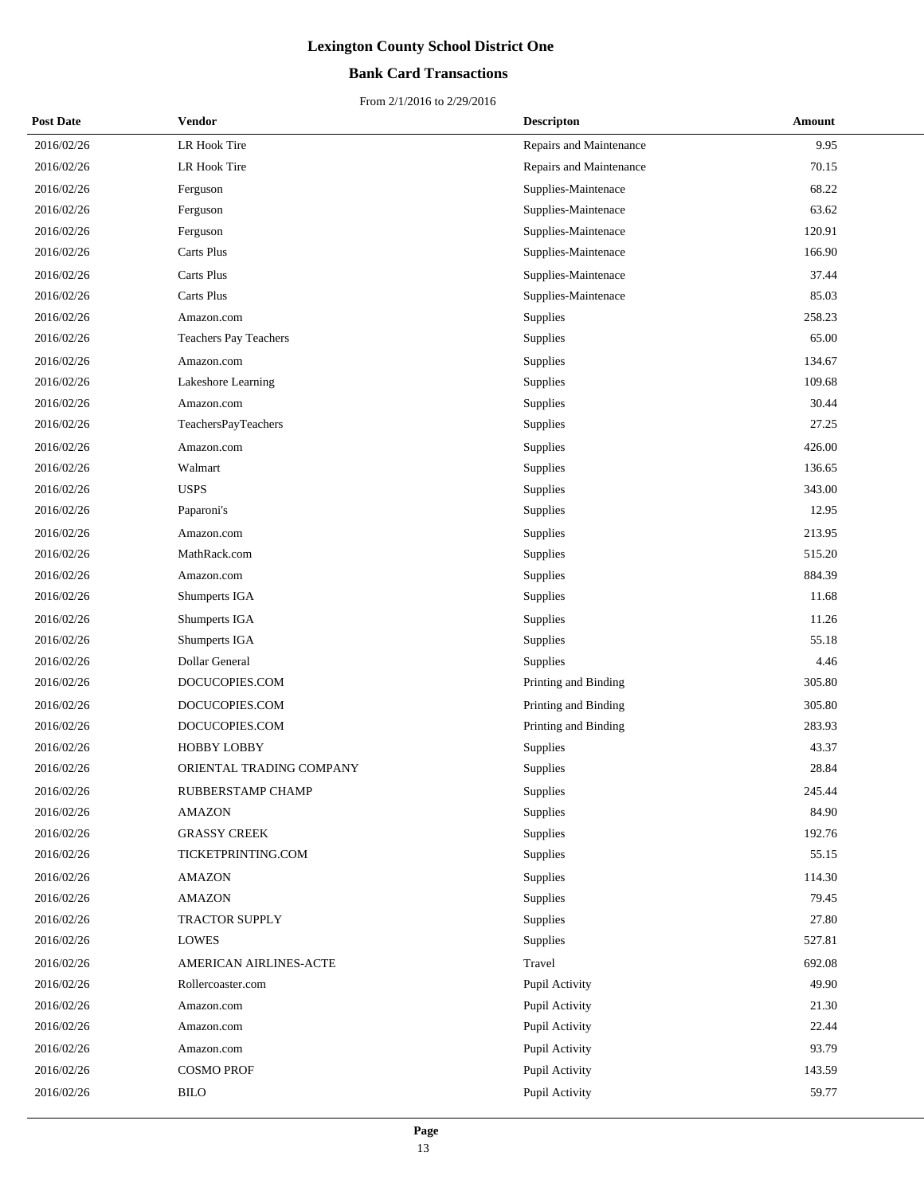# Lexington County School District One

## Bank Card Transactions

From 2/1/2016 to 2/29/2016

| Post Date | Vendor | Descripton | Amount |
|---|---|---|---|
| 2016/02/26 | LR Hook Tire | Repairs and Maintenance | 9.95 |
| 2016/02/26 | LR Hook Tire | Repairs and Maintenance | 70.15 |
| 2016/02/26 | Ferguson | Supplies-Maintenace | 68.22 |
| 2016/02/26 | Ferguson | Supplies-Maintenace | 63.62 |
| 2016/02/26 | Ferguson | Supplies-Maintenace | 120.91 |
| 2016/02/26 | Carts Plus | Supplies-Maintenace | 166.90 |
| 2016/02/26 | Carts Plus | Supplies-Maintenace | 37.44 |
| 2016/02/26 | Carts Plus | Supplies-Maintenace | 85.03 |
| 2016/02/26 | Amazon.com | Supplies | 258.23 |
| 2016/02/26 | Teachers Pay Teachers | Supplies | 65.00 |
| 2016/02/26 | Amazon.com | Supplies | 134.67 |
| 2016/02/26 | Lakeshore Learning | Supplies | 109.68 |
| 2016/02/26 | Amazon.com | Supplies | 30.44 |
| 2016/02/26 | TeachersPayTeachers | Supplies | 27.25 |
| 2016/02/26 | Amazon.com | Supplies | 426.00 |
| 2016/02/26 | Walmart | Supplies | 136.65 |
| 2016/02/26 | USPS | Supplies | 343.00 |
| 2016/02/26 | Paparoni's | Supplies | 12.95 |
| 2016/02/26 | Amazon.com | Supplies | 213.95 |
| 2016/02/26 | MathRack.com | Supplies | 515.20 |
| 2016/02/26 | Amazon.com | Supplies | 884.39 |
| 2016/02/26 | Shumperts IGA | Supplies | 11.68 |
| 2016/02/26 | Shumperts IGA | Supplies | 11.26 |
| 2016/02/26 | Shumperts IGA | Supplies | 55.18 |
| 2016/02/26 | Dollar General | Supplies | 4.46 |
| 2016/02/26 | DOCUCOPIES.COM | Printing and Binding | 305.80 |
| 2016/02/26 | DOCUCOPIES.COM | Printing and Binding | 305.80 |
| 2016/02/26 | DOCUCOPIES.COM | Printing and Binding | 283.93 |
| 2016/02/26 | HOBBY LOBBY | Supplies | 43.37 |
| 2016/02/26 | ORIENTAL TRADING COMPANY | Supplies | 28.84 |
| 2016/02/26 | RUBBERSTAMP CHAMP | Supplies | 245.44 |
| 2016/02/26 | AMAZON | Supplies | 84.90 |
| 2016/02/26 | GRASSY CREEK | Supplies | 192.76 |
| 2016/02/26 | TICKETPRINTING.COM | Supplies | 55.15 |
| 2016/02/26 | AMAZON | Supplies | 114.30 |
| 2016/02/26 | AMAZON | Supplies | 79.45 |
| 2016/02/26 | TRACTOR SUPPLY | Supplies | 27.80 |
| 2016/02/26 | LOWES | Supplies | 527.81 |
| 2016/02/26 | AMERICAN AIRLINES-ACTE | Travel | 692.08 |
| 2016/02/26 | Rollercoaster.com | Pupil Activity | 49.90 |
| 2016/02/26 | Amazon.com | Pupil Activity | 21.30 |
| 2016/02/26 | Amazon.com | Pupil Activity | 22.44 |
| 2016/02/26 | Amazon.com | Pupil Activity | 93.79 |
| 2016/02/26 | COSMO PROF | Pupil Activity | 143.59 |
| 2016/02/26 | BILO | Pupil Activity | 59.77 |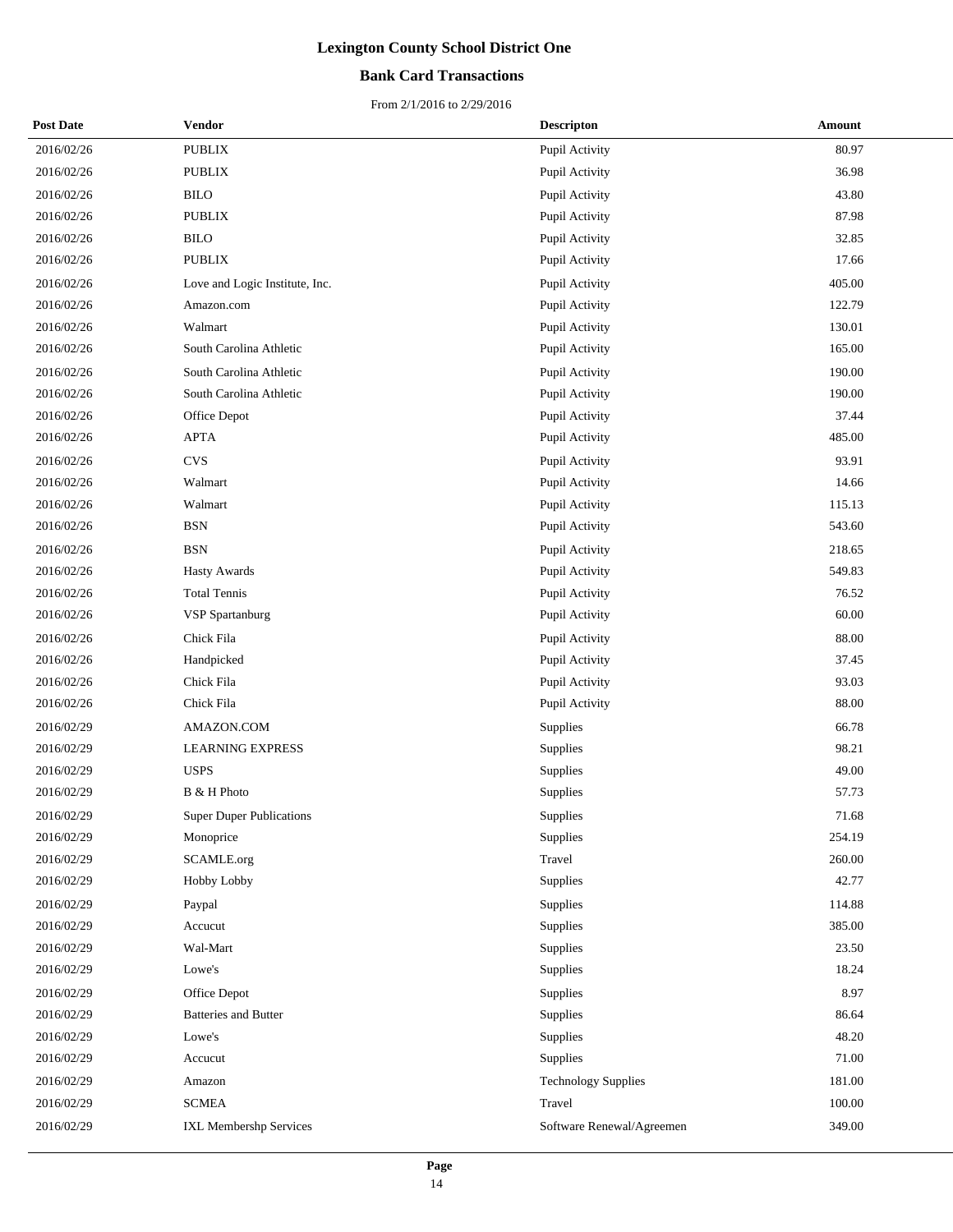# Lexington County School District One

## Bank Card Transactions

From 2/1/2016 to 2/29/2016

| Post Date | Vendor | Descripton | Amount |
|---|---|---|---|
| 2016/02/26 | PUBLIX | Pupil Activity | 80.97 |
| 2016/02/26 | PUBLIX | Pupil Activity | 36.98 |
| 2016/02/26 | BILO | Pupil Activity | 43.80 |
| 2016/02/26 | PUBLIX | Pupil Activity | 87.98 |
| 2016/02/26 | BILO | Pupil Activity | 32.85 |
| 2016/02/26 | PUBLIX | Pupil Activity | 17.66 |
| 2016/02/26 | Love and Logic Institute, Inc. | Pupil Activity | 405.00 |
| 2016/02/26 | Amazon.com | Pupil Activity | 122.79 |
| 2016/02/26 | Walmart | Pupil Activity | 130.01 |
| 2016/02/26 | South Carolina Athletic | Pupil Activity | 165.00 |
| 2016/02/26 | South Carolina Athletic | Pupil Activity | 190.00 |
| 2016/02/26 | South Carolina Athletic | Pupil Activity | 190.00 |
| 2016/02/26 | Office Depot | Pupil Activity | 37.44 |
| 2016/02/26 | APTA | Pupil Activity | 485.00 |
| 2016/02/26 | CVS | Pupil Activity | 93.91 |
| 2016/02/26 | Walmart | Pupil Activity | 14.66 |
| 2016/02/26 | Walmart | Pupil Activity | 115.13 |
| 2016/02/26 | BSN | Pupil Activity | 543.60 |
| 2016/02/26 | BSN | Pupil Activity | 218.65 |
| 2016/02/26 | Hasty Awards | Pupil Activity | 549.83 |
| 2016/02/26 | Total Tennis | Pupil Activity | 76.52 |
| 2016/02/26 | VSP Spartanburg | Pupil Activity | 60.00 |
| 2016/02/26 | Chick Fila | Pupil Activity | 88.00 |
| 2016/02/26 | Handpicked | Pupil Activity | 37.45 |
| 2016/02/26 | Chick Fila | Pupil Activity | 93.03 |
| 2016/02/26 | Chick Fila | Pupil Activity | 88.00 |
| 2016/02/29 | AMAZON.COM | Supplies | 66.78 |
| 2016/02/29 | LEARNING EXPRESS | Supplies | 98.21 |
| 2016/02/29 | USPS | Supplies | 49.00 |
| 2016/02/29 | B & H Photo | Supplies | 57.73 |
| 2016/02/29 | Super Duper Publications | Supplies | 71.68 |
| 2016/02/29 | Monoprice | Supplies | 254.19 |
| 2016/02/29 | SCAMLE.org | Travel | 260.00 |
| 2016/02/29 | Hobby Lobby | Supplies | 42.77 |
| 2016/02/29 | Paypal | Supplies | 114.88 |
| 2016/02/29 | Accucut | Supplies | 385.00 |
| 2016/02/29 | Wal-Mart | Supplies | 23.50 |
| 2016/02/29 | Lowe's | Supplies | 18.24 |
| 2016/02/29 | Office Depot | Supplies | 8.97 |
| 2016/02/29 | Batteries and Butter | Supplies | 86.64 |
| 2016/02/29 | Lowe's | Supplies | 48.20 |
| 2016/02/29 | Accucut | Supplies | 71.00 |
| 2016/02/29 | Amazon | Technology Supplies | 181.00 |
| 2016/02/29 | SCMEA | Travel | 100.00 |
| 2016/02/29 | IXL Membershp Services | Software Renewal/Agreemen | 349.00 |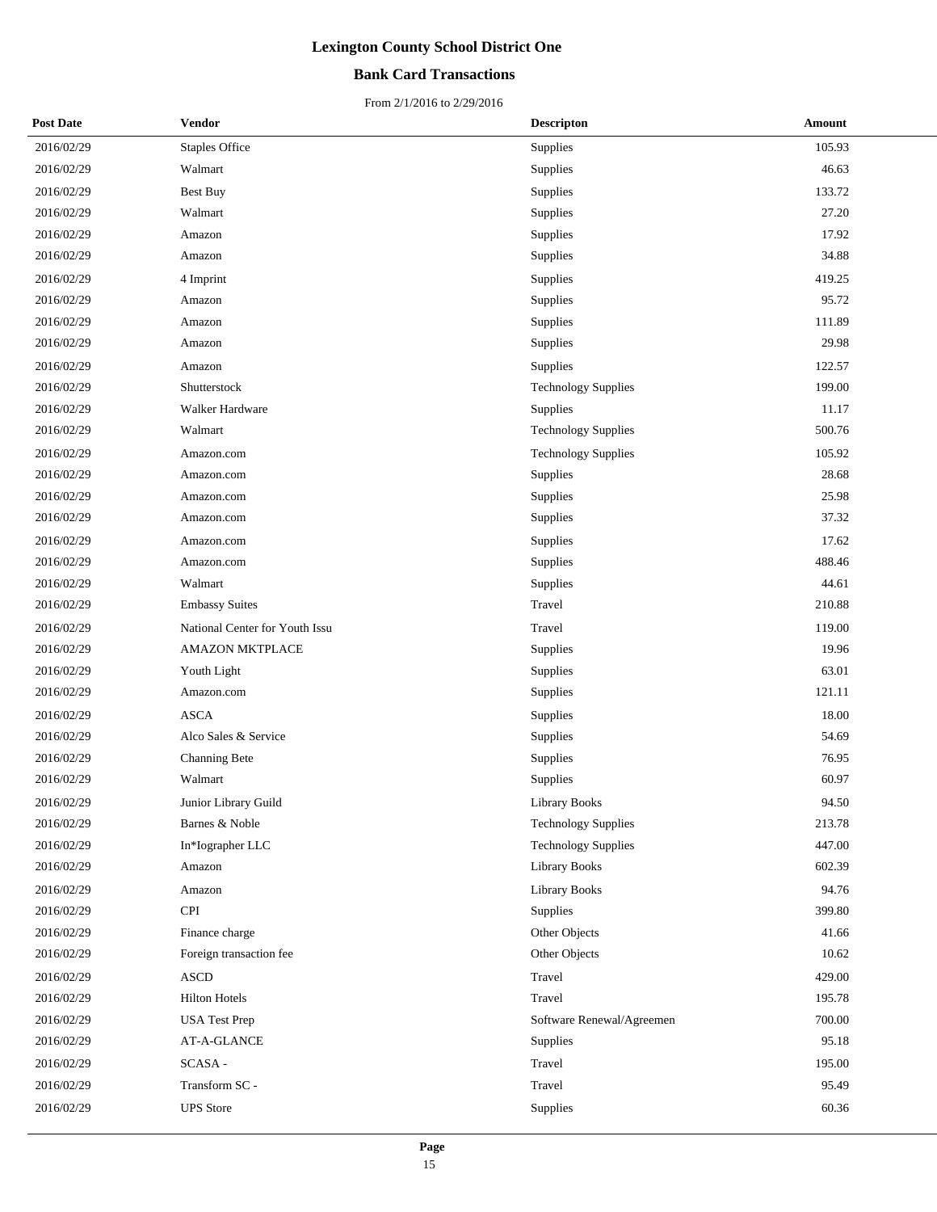# Lexington County School District One

## Bank Card Transactions

From 2/1/2016 to 2/29/2016

| Post Date | Vendor | Descripton | Amount |
|---|---|---|---|
| 2016/02/29 | Staples Office | Supplies | 105.93 |
| 2016/02/29 | Walmart | Supplies | 46.63 |
| 2016/02/29 | Best Buy | Supplies | 133.72 |
| 2016/02/29 | Walmart | Supplies | 27.20 |
| 2016/02/29 | Amazon | Supplies | 17.92 |
| 2016/02/29 | Amazon | Supplies | 34.88 |
| 2016/02/29 | 4 Imprint | Supplies | 419.25 |
| 2016/02/29 | Amazon | Supplies | 95.72 |
| 2016/02/29 | Amazon | Supplies | 111.89 |
| 2016/02/29 | Amazon | Supplies | 29.98 |
| 2016/02/29 | Amazon | Supplies | 122.57 |
| 2016/02/29 | Shutterstock | Technology Supplies | 199.00 |
| 2016/02/29 | Walker Hardware | Supplies | 11.17 |
| 2016/02/29 | Walmart | Technology Supplies | 500.76 |
| 2016/02/29 | Amazon.com | Technology Supplies | 105.92 |
| 2016/02/29 | Amazon.com | Supplies | 28.68 |
| 2016/02/29 | Amazon.com | Supplies | 25.98 |
| 2016/02/29 | Amazon.com | Supplies | 37.32 |
| 2016/02/29 | Amazon.com | Supplies | 17.62 |
| 2016/02/29 | Amazon.com | Supplies | 488.46 |
| 2016/02/29 | Walmart | Supplies | 44.61 |
| 2016/02/29 | Embassy Suites | Travel | 210.88 |
| 2016/02/29 | National Center for Youth Issu | Travel | 119.00 |
| 2016/02/29 | AMAZON MKTPLACE | Supplies | 19.96 |
| 2016/02/29 | Youth Light | Supplies | 63.01 |
| 2016/02/29 | Amazon.com | Supplies | 121.11 |
| 2016/02/29 | ASCA | Supplies | 18.00 |
| 2016/02/29 | Alco Sales & Service | Supplies | 54.69 |
| 2016/02/29 | Channing Bete | Supplies | 76.95 |
| 2016/02/29 | Walmart | Supplies | 60.97 |
| 2016/02/29 | Junior Library Guild | Library Books | 94.50 |
| 2016/02/29 | Barnes & Noble | Technology Supplies | 213.78 |
| 2016/02/29 | In*Iographer LLC | Technology Supplies | 447.00 |
| 2016/02/29 | Amazon | Library Books | 602.39 |
| 2016/02/29 | Amazon | Library Books | 94.76 |
| 2016/02/29 | CPI | Supplies | 399.80 |
| 2016/02/29 | Finance charge | Other Objects | 41.66 |
| 2016/02/29 | Foreign transaction fee | Other Objects | 10.62 |
| 2016/02/29 | ASCD | Travel | 429.00 |
| 2016/02/29 | Hilton Hotels | Travel | 195.78 |
| 2016/02/29 | USA Test Prep | Software Renewal/Agreemen | 700.00 |
| 2016/02/29 | AT-A-GLANCE | Supplies | 95.18 |
| 2016/02/29 | SCASA - | Travel | 195.00 |
| 2016/02/29 | Transform SC - | Travel | 95.49 |
| 2016/02/29 | UPS Store | Supplies | 60.36 |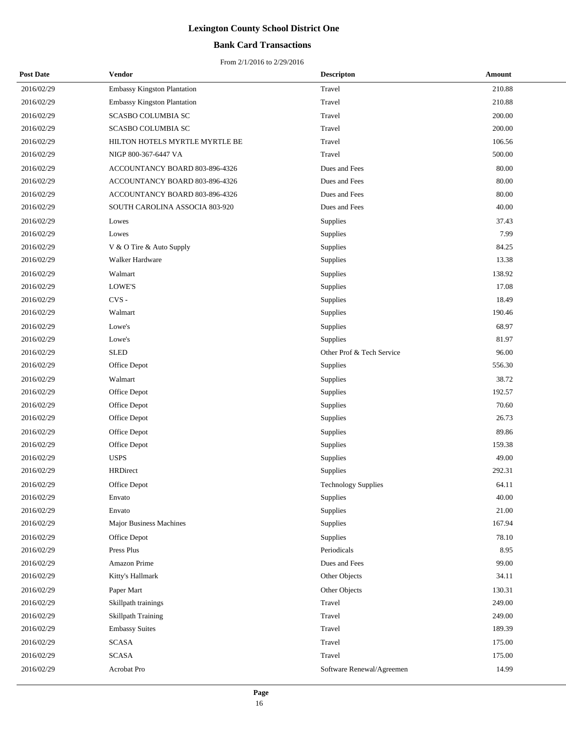# Lexington County School District One

## Bank Card Transactions

From 2/1/2016 to 2/29/2016

| Post Date | Vendor | Descripton | Amount |
|---|---|---|---|
| 2016/02/29 | Embassy Kingston Plantation | Travel | 210.88 |
| 2016/02/29 | Embassy Kingston Plantation | Travel | 210.88 |
| 2016/02/29 | SCASBO COLUMBIA SC | Travel | 200.00 |
| 2016/02/29 | SCASBO COLUMBIA SC | Travel | 200.00 |
| 2016/02/29 | HILTON HOTELS MYRTLE MYRTLE BE | Travel | 106.56 |
| 2016/02/29 | NIGP 800-367-6447 VA | Travel | 500.00 |
| 2016/02/29 | ACCOUNTANCY BOARD 803-896-4326 | Dues and Fees | 80.00 |
| 2016/02/29 | ACCOUNTANCY BOARD 803-896-4326 | Dues and Fees | 80.00 |
| 2016/02/29 | ACCOUNTANCY BOARD 803-896-4326 | Dues and Fees | 80.00 |
| 2016/02/29 | SOUTH CAROLINA ASSOCIA 803-920 | Dues and Fees | 40.00 |
| 2016/02/29 | Lowes | Supplies | 37.43 |
| 2016/02/29 | Lowes | Supplies | 7.99 |
| 2016/02/29 | V & O Tire & Auto Supply | Supplies | 84.25 |
| 2016/02/29 | Walker Hardware | Supplies | 13.38 |
| 2016/02/29 | Walmart | Supplies | 138.92 |
| 2016/02/29 | LOWE'S | Supplies | 17.08 |
| 2016/02/29 | CVS - | Supplies | 18.49 |
| 2016/02/29 | Walmart | Supplies | 190.46 |
| 2016/02/29 | Lowe's | Supplies | 68.97 |
| 2016/02/29 | Lowe's | Supplies | 81.97 |
| 2016/02/29 | SLED | Other Prof & Tech Service | 96.00 |
| 2016/02/29 | Office Depot | Supplies | 556.30 |
| 2016/02/29 | Walmart | Supplies | 38.72 |
| 2016/02/29 | Office Depot | Supplies | 192.57 |
| 2016/02/29 | Office Depot | Supplies | 70.60 |
| 2016/02/29 | Office Depot | Supplies | 26.73 |
| 2016/02/29 | Office Depot | Supplies | 89.86 |
| 2016/02/29 | Office Depot | Supplies | 159.38 |
| 2016/02/29 | USPS | Supplies | 49.00 |
| 2016/02/29 | HRDirect | Supplies | 292.31 |
| 2016/02/29 | Office Depot | Technology Supplies | 64.11 |
| 2016/02/29 | Envato | Supplies | 40.00 |
| 2016/02/29 | Envato | Supplies | 21.00 |
| 2016/02/29 | Major Business Machines | Supplies | 167.94 |
| 2016/02/29 | Office Depot | Supplies | 78.10 |
| 2016/02/29 | Press Plus | Periodicals | 8.95 |
| 2016/02/29 | Amazon Prime | Dues and Fees | 99.00 |
| 2016/02/29 | Kitty's Hallmark | Other Objects | 34.11 |
| 2016/02/29 | Paper Mart | Other Objects | 130.31 |
| 2016/02/29 | Skillpath trainings | Travel | 249.00 |
| 2016/02/29 | Skillpath Training | Travel | 249.00 |
| 2016/02/29 | Embassy Suites | Travel | 189.39 |
| 2016/02/29 | SCASA | Travel | 175.00 |
| 2016/02/29 | SCASA | Travel | 175.00 |
| 2016/02/29 | Acrobat Pro | Software Renewal/Agreemen | 14.99 |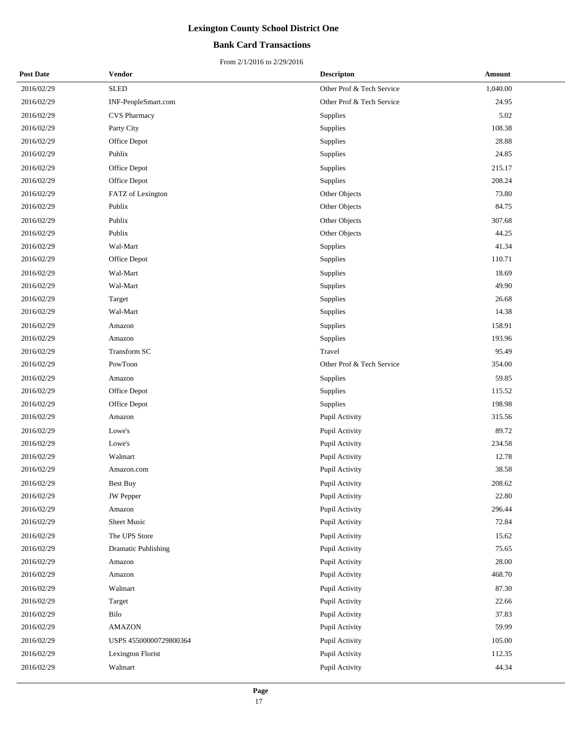# Lexington County School District One

## Bank Card Transactions

From 2/1/2016 to 2/29/2016

| Post Date | Vendor | Descripton | Amount |
|---|---|---|---|
| 2016/02/29 | SLED | Other Prof & Tech Service | 1,040.00 |
| 2016/02/29 | INF-PeopleSmart.com | Other Prof & Tech Service | 24.95 |
| 2016/02/29 | CVS Pharmacy | Supplies | 5.02 |
| 2016/02/29 | Party City | Supplies | 108.38 |
| 2016/02/29 | Office Depot | Supplies | 28.88 |
| 2016/02/29 | Publix | Supplies | 24.85 |
| 2016/02/29 | Office Depot | Supplies | 215.17 |
| 2016/02/29 | Office Depot | Supplies | 208.24 |
| 2016/02/29 | FATZ of Lexington | Other Objects | 73.80 |
| 2016/02/29 | Publix | Other Objects | 84.75 |
| 2016/02/29 | Publix | Other Objects | 307.68 |
| 2016/02/29 | Publix | Other Objects | 44.25 |
| 2016/02/29 | Wal-Mart | Supplies | 41.34 |
| 2016/02/29 | Office Depot | Supplies | 110.71 |
| 2016/02/29 | Wal-Mart | Supplies | 18.69 |
| 2016/02/29 | Wal-Mart | Supplies | 49.90 |
| 2016/02/29 | Target | Supplies | 26.68 |
| 2016/02/29 | Wal-Mart | Supplies | 14.38 |
| 2016/02/29 | Amazon | Supplies | 158.91 |
| 2016/02/29 | Amazon | Supplies | 193.96 |
| 2016/02/29 | Transform SC | Travel | 95.49 |
| 2016/02/29 | PowToon | Other Prof & Tech Service | 354.00 |
| 2016/02/29 | Amazon | Supplies | 59.85 |
| 2016/02/29 | Office Depot | Supplies | 115.52 |
| 2016/02/29 | Office Depot | Supplies | 198.98 |
| 2016/02/29 | Amazon | Pupil Activity | 315.56 |
| 2016/02/29 | Lowe's | Pupil Activity | 89.72 |
| 2016/02/29 | Lowe's | Pupil Activity | 234.58 |
| 2016/02/29 | Walmart | Pupil Activity | 12.78 |
| 2016/02/29 | Amazon.com | Pupil Activity | 38.58 |
| 2016/02/29 | Best Buy | Pupil Activity | 208.62 |
| 2016/02/29 | JW Pepper | Pupil Activity | 22.80 |
| 2016/02/29 | Amazon | Pupil Activity | 296.44 |
| 2016/02/29 | Sheet Music | Pupil Activity | 72.84 |
| 2016/02/29 | The UPS Store | Pupil Activity | 15.62 |
| 2016/02/29 | Dramatic Publishing | Pupil Activity | 75.65 |
| 2016/02/29 | Amazon | Pupil Activity | 28.00 |
| 2016/02/29 | Amazon | Pupil Activity | 468.70 |
| 2016/02/29 | Walmart | Pupil Activity | 87.30 |
| 2016/02/29 | Target | Pupil Activity | 22.66 |
| 2016/02/29 | Bilo | Pupil Activity | 37.83 |
| 2016/02/29 | AMAZON | Pupil Activity | 59.99 |
| 2016/02/29 | USPS 45500000729800364 | Pupil Activity | 105.00 |
| 2016/02/29 | Lexington Florist | Pupil Activity | 112.35 |
| 2016/02/29 | Walmart | Pupil Activity | 44.34 |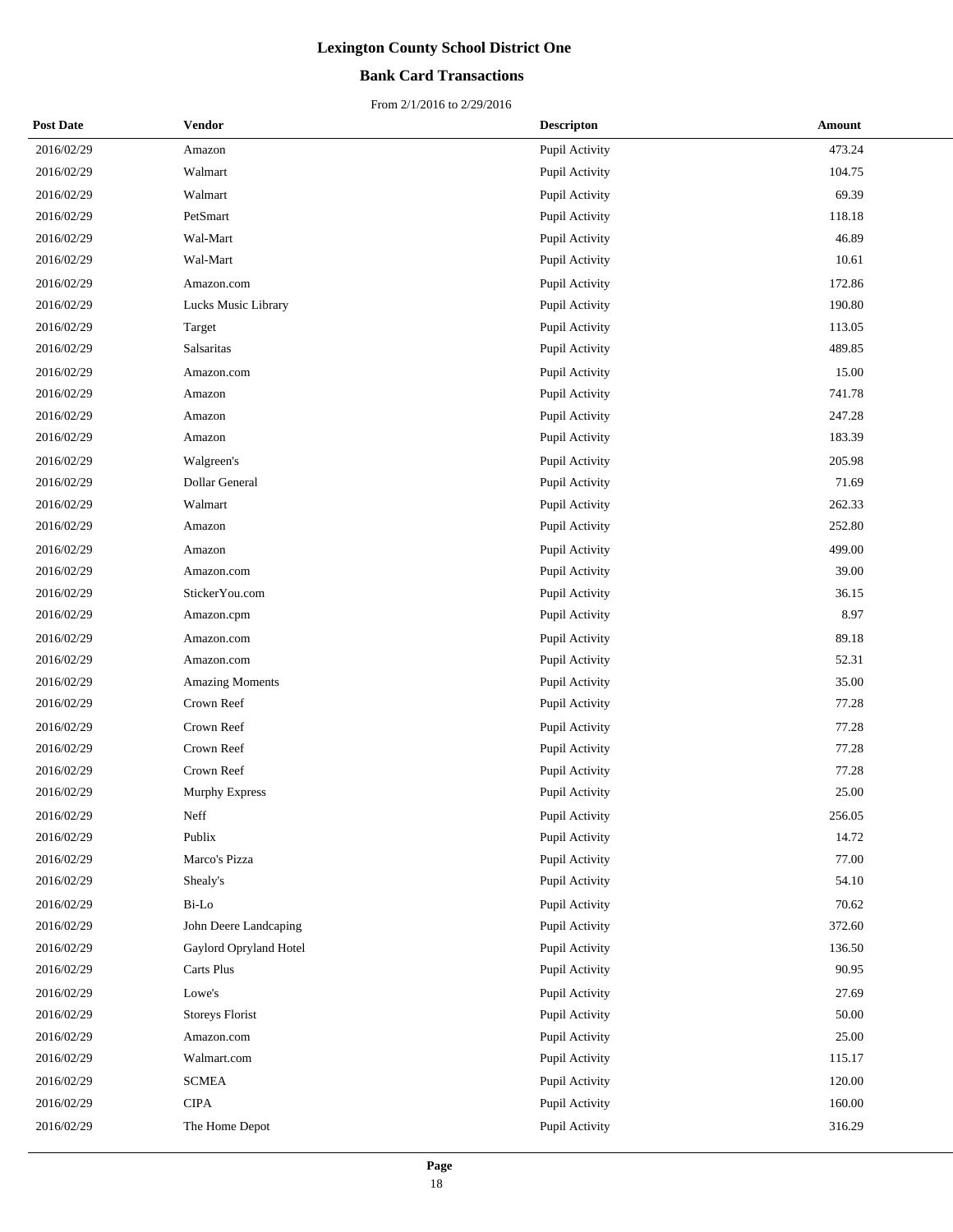# Lexington County School District One

## Bank Card Transactions

From 2/1/2016 to 2/29/2016

| Post Date | Vendor | Descripton | Amount |
|---|---|---|---|
| 2016/02/29 | Amazon | Pupil Activity | 473.24 |
| 2016/02/29 | Walmart | Pupil Activity | 104.75 |
| 2016/02/29 | Walmart | Pupil Activity | 69.39 |
| 2016/02/29 | PetSmart | Pupil Activity | 118.18 |
| 2016/02/29 | Wal-Mart | Pupil Activity | 46.89 |
| 2016/02/29 | Wal-Mart | Pupil Activity | 10.61 |
| 2016/02/29 | Amazon.com | Pupil Activity | 172.86 |
| 2016/02/29 | Lucks Music Library | Pupil Activity | 190.80 |
| 2016/02/29 | Target | Pupil Activity | 113.05 |
| 2016/02/29 | Salsaritas | Pupil Activity | 489.85 |
| 2016/02/29 | Amazon.com | Pupil Activity | 15.00 |
| 2016/02/29 | Amazon | Pupil Activity | 741.78 |
| 2016/02/29 | Amazon | Pupil Activity | 247.28 |
| 2016/02/29 | Amazon | Pupil Activity | 183.39 |
| 2016/02/29 | Walgreen's | Pupil Activity | 205.98 |
| 2016/02/29 | Dollar General | Pupil Activity | 71.69 |
| 2016/02/29 | Walmart | Pupil Activity | 262.33 |
| 2016/02/29 | Amazon | Pupil Activity | 252.80 |
| 2016/02/29 | Amazon | Pupil Activity | 499.00 |
| 2016/02/29 | Amazon.com | Pupil Activity | 39.00 |
| 2016/02/29 | StickerYou.com | Pupil Activity | 36.15 |
| 2016/02/29 | Amazon.cpm | Pupil Activity | 8.97 |
| 2016/02/29 | Amazon.com | Pupil Activity | 89.18 |
| 2016/02/29 | Amazon.com | Pupil Activity | 52.31 |
| 2016/02/29 | Amazing Moments | Pupil Activity | 35.00 |
| 2016/02/29 | Crown Reef | Pupil Activity | 77.28 |
| 2016/02/29 | Crown Reef | Pupil Activity | 77.28 |
| 2016/02/29 | Crown Reef | Pupil Activity | 77.28 |
| 2016/02/29 | Crown Reef | Pupil Activity | 77.28 |
| 2016/02/29 | Murphy Express | Pupil Activity | 25.00 |
| 2016/02/29 | Neff | Pupil Activity | 256.05 |
| 2016/02/29 | Publix | Pupil Activity | 14.72 |
| 2016/02/29 | Marco's Pizza | Pupil Activity | 77.00 |
| 2016/02/29 | Shealy's | Pupil Activity | 54.10 |
| 2016/02/29 | Bi-Lo | Pupil Activity | 70.62 |
| 2016/02/29 | John Deere Landcaping | Pupil Activity | 372.60 |
| 2016/02/29 | Gaylord Opryland Hotel | Pupil Activity | 136.50 |
| 2016/02/29 | Carts Plus | Pupil Activity | 90.95 |
| 2016/02/29 | Lowe's | Pupil Activity | 27.69 |
| 2016/02/29 | Storeys Florist | Pupil Activity | 50.00 |
| 2016/02/29 | Amazon.com | Pupil Activity | 25.00 |
| 2016/02/29 | Walmart.com | Pupil Activity | 115.17 |
| 2016/02/29 | SCMEA | Pupil Activity | 120.00 |
| 2016/02/29 | CIPA | Pupil Activity | 160.00 |
| 2016/02/29 | The Home Depot | Pupil Activity | 316.29 |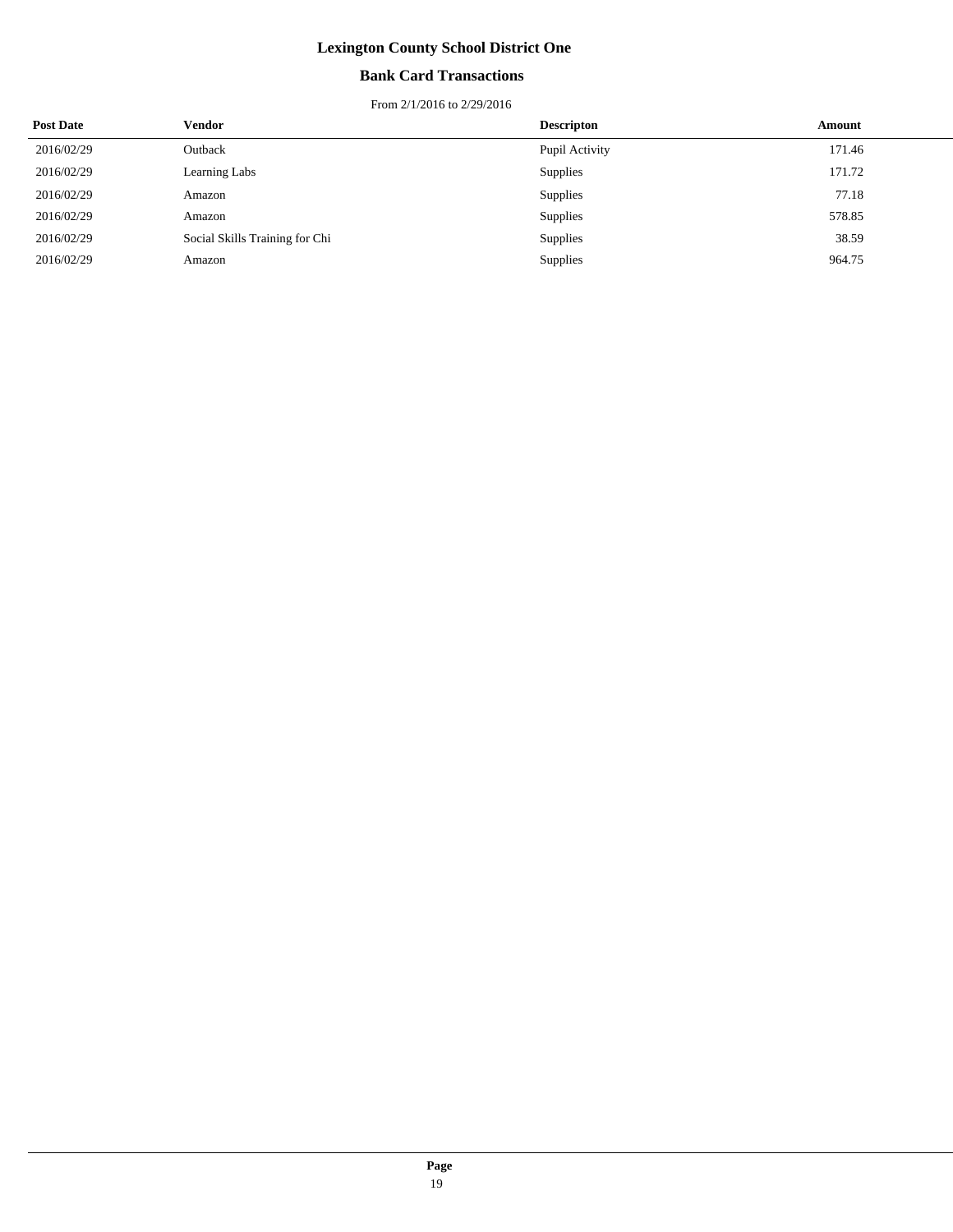# Lexington County School District One

## Bank Card Transactions

From 2/1/2016 to 2/29/2016

| Post Date | Vendor | Descripton | Amount |
|---|---|---|---|
| 2016/02/29 | Outback | Pupil Activity | 171.46 |
| 2016/02/29 | Learning Labs | Supplies | 171.72 |
| 2016/02/29 | Amazon | Supplies | 77.18 |
| 2016/02/29 | Amazon | Supplies | 578.85 |
| 2016/02/29 | Social Skills Training for Chi | Supplies | 38.59 |
| 2016/02/29 | Amazon | Supplies | 964.75 |